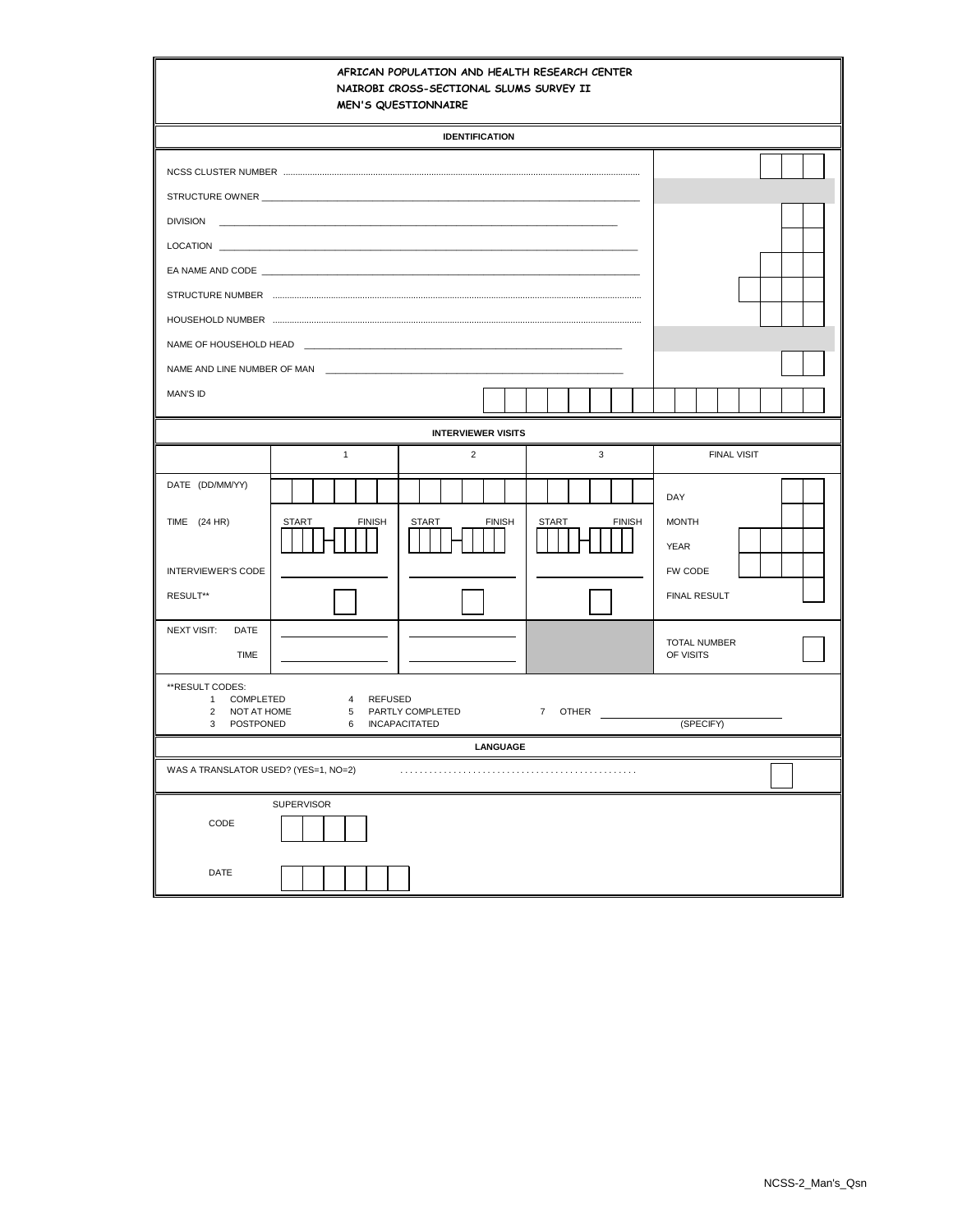# AFRICAN POPULATION AND HEALTH RESEARCH CENTER
## NAIROBI CROSS-SECTIONAL SLUMS SURVEY II
## MEN'S QUESTIONNAIRE

### IDENTIFICATION

| | |
|---|---|
| NCSS CLUSTER NUMBER ............ | ☐☐☐ |
| STRUCTURE OWNER ____________ | |
| DIVISION ____________ | ☐☐ |
| LOCATION ____________ | ☐☐ |
| EA NAME AND CODE ____________ | ☐☐☐ |
| STRUCTURE NUMBER ............ | ☐☐☐☐ |
| HOUSEHOLD NUMBER ............ | ☐☐☐ |
| NAME OF HOUSEHOLD HEAD ____________ | |
| NAME AND LINE NUMBER OF MAN ____________ | ☐☐ |
| MAN'S ID | ☐☐☐☐☐☐☐☐☐☐☐☐☐☐☐☐ |

### INTERVIEWER VISITS

| | 1 | 2 | 3 | FINAL VISIT | |
|---|---|---|---|---|---|
| DATE (DD/MM/YY) | ☐☐☐☐☐☐ | ☐☐☐☐☐☐ | ☐☐☐☐☐☐ | DAY | ☐☐ |
| TIME (24 HR) | START ☐☐☐☐ - FINISH ☐☐☐☐ | START ☐☐☐☐ - FINISH ☐☐☐☐ | START ☐☐☐☐ - FINISH ☐☐☐☐ | MONTH | ☐☐ |
| | | | | YEAR | ☐☐☐☐ |
| INTERVIEWER'S CODE | ________ | ________ | ________ | FW CODE | ☐☐☐☐ |
| RESULT** | ☐ | ☐ | ☐ | FINAL RESULT | ☐ |
| NEXT VISIT: DATE | ________ | ________ | | TOTAL NUMBER OF VISITS | ☐ |
| TIME | ________ | ________ | | | |

**RESULT CODES:
1 COMPLETED
2 NOT AT HOME
3 POSTPONED
4 REFUSED
5 PARTLY COMPLETED
6 INCAPACITATED
7 OTHER ____________ (SPECIFY)

### LANGUAGE

WAS A TRANSLATOR USED? (YES=1, NO=2) ............ ☐

SUPERVISOR

CODE ☐☐☐☐

DATE ☐☐☐☐☐☐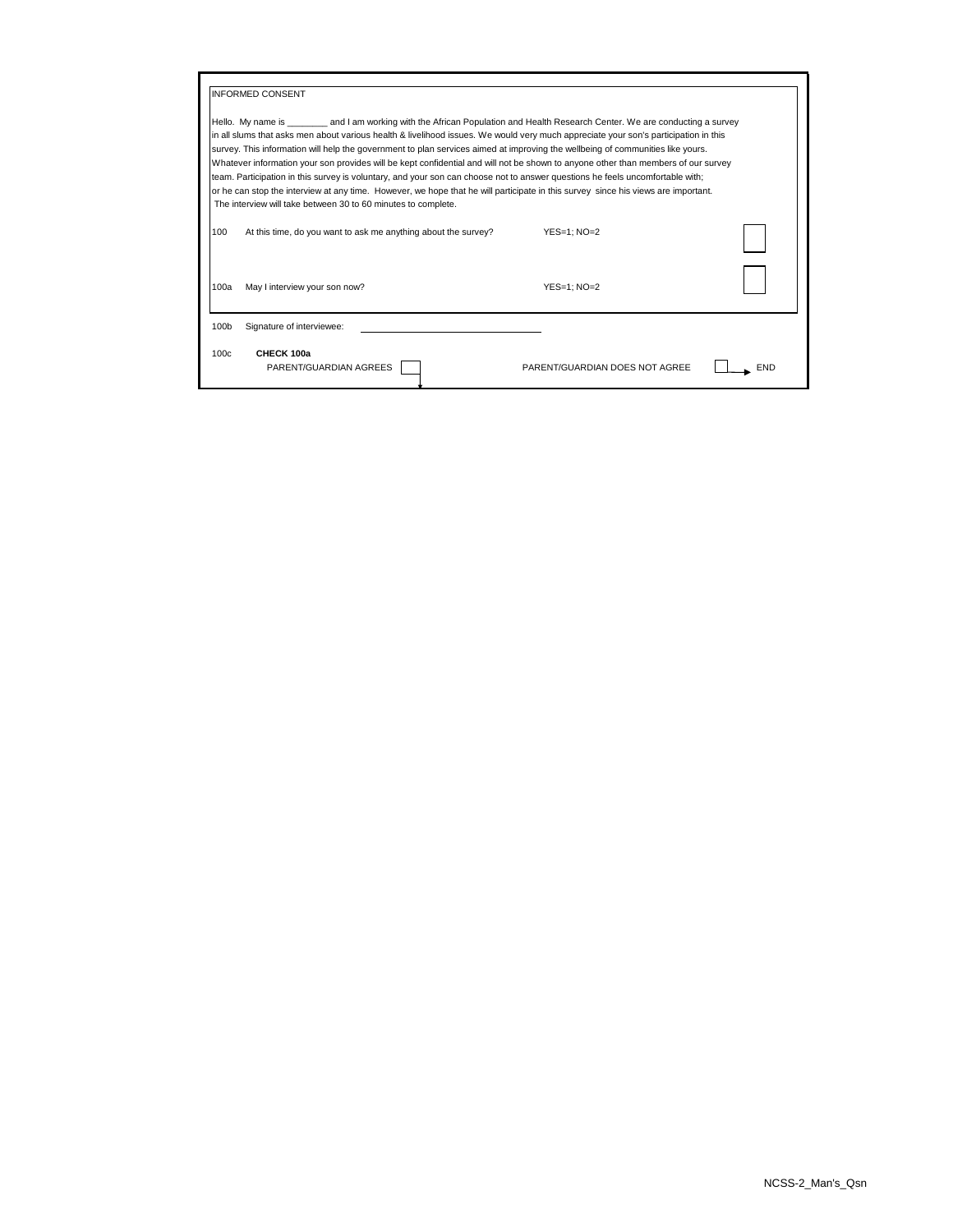## INFORMED CONSENT

Hello. My name is ________ and I am working with the African Population and Health Research Center. We are conducting a survey in all slums that asks men about various health & livelihood issues. We would very much appreciate your son's participation in this survey. This information will help the government to plan services aimed at improving the wellbeing of communities like yours. Whatever information your son provides will be kept confidential and will not be shown to anyone other than members of our survey team. Participation in this survey is voluntary, and your son can choose not to answer questions he feels uncomfortable with; or he can stop the interview at any time. However, we hope that he will participate in this survey since his views are important. The interview will take between 30 to 60 minutes to complete.

| | | | |
|---|---|---|---|
| 100 | At this time, do you want to ask me anything about the survey? | YES=1; NO=2 | [ ] |
| 100a | May I interview your son now? | YES=1; NO=2 | [ ] |
| 100b | Signature of interviewee: | ______________________ | |

100c **CHECK 100a**

PARENT/GUARDIAN AGREES [ ] ↓ PARENT/GUARDIAN DOES NOT AGREE [ ] → END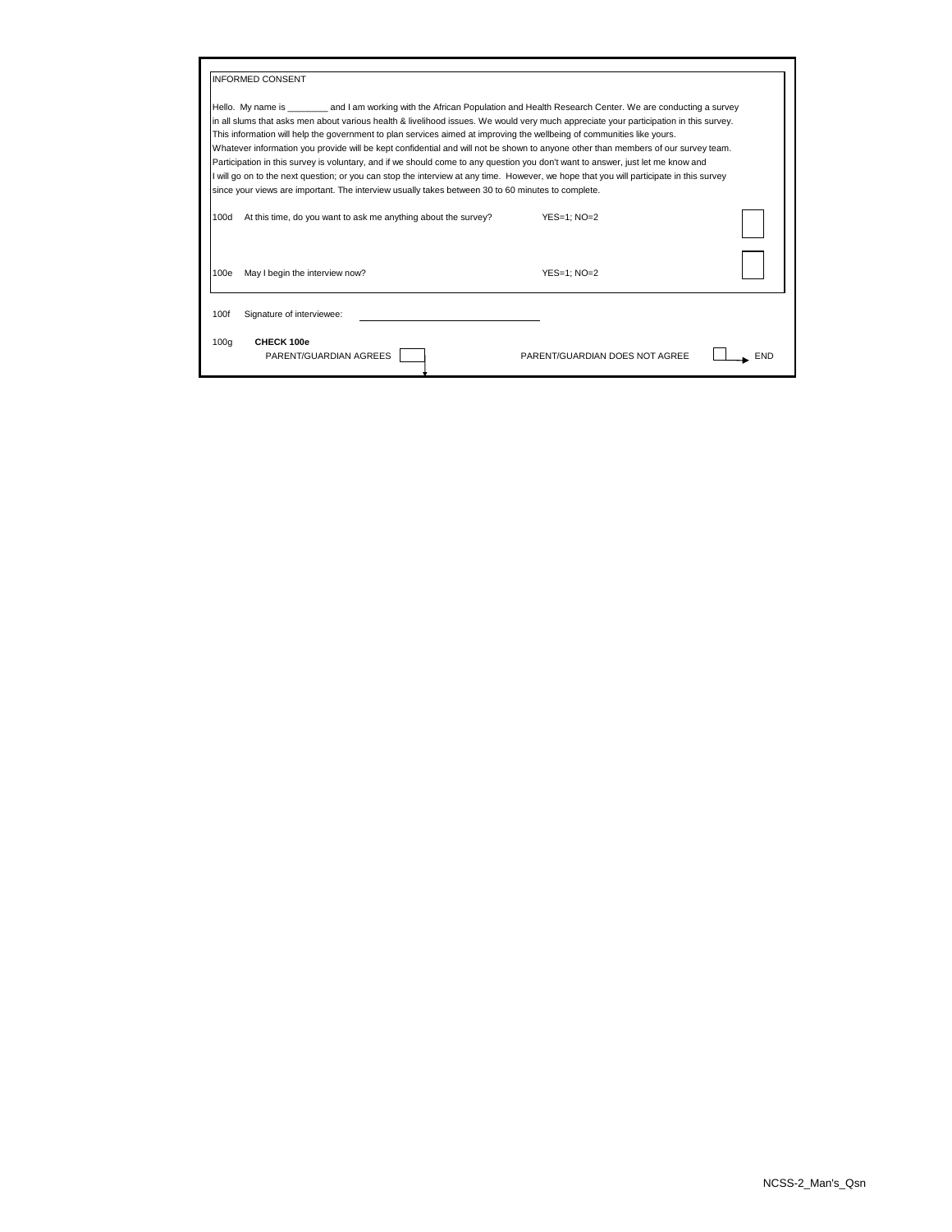## INFORMED CONSENT

Hello. My name is ________ and I am working with the African Population and Health Research Center. We are conducting a survey in all slums that asks men about various health & livelihood issues. We would very much appreciate your participation in this survey. This information will help the government to plan services aimed at improving the wellbeing of communities like yours. Whatever information you provide will be kept confidential and will not be shown to anyone other than members of our survey team. Participation in this survey is voluntary, and if we should come to any question you don't want to answer, just let me know and I will go on to the next question; or you can stop the interview at any time. However, we hope that you will participate in this survey since your views are important. The interview usually takes between 30 to 60 minutes to complete.

| | | | |
|---|---|---|---|
| 100d | At this time, do you want to ask me anything about the survey? | YES=1; NO=2 | [ ] |
| 100e | May I begin the interview now? | YES=1; NO=2 | [ ] |

100f Signature of interviewee: ______________________________

100g **CHECK 100e**

PARENT/GUARDIAN AGREES [ ] ↓ PARENT/GUARDIAN DOES NOT AGREE [ ] → END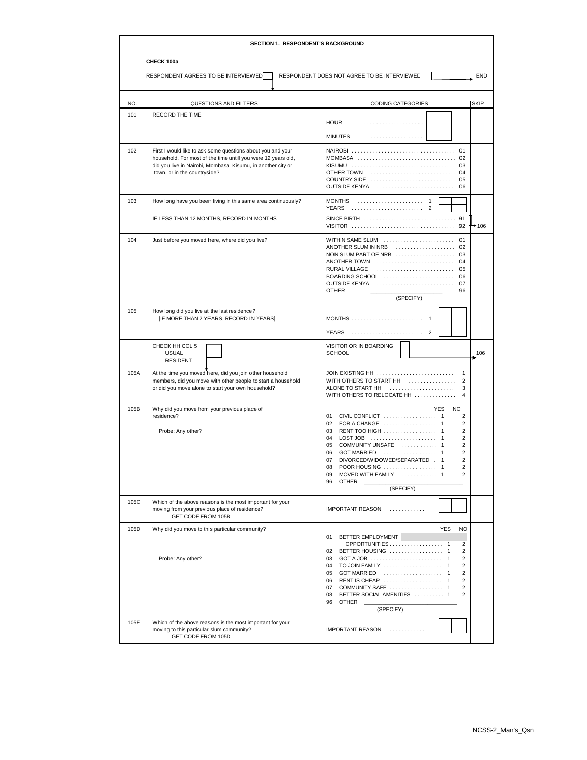## SECTION 1. RESPONDENT'S BACKGROUND

**CHECK 100a**

RESPONDENT AGREES TO BE INTERVIEWED [ ] RESPONDENT DOES NOT AGREE TO BE INTERVIEWED [ ] → END

| NO. | QUESTIONS AND FILTERS | CODING CATEGORIES | SKIP |
|---|---|---|---|
| 101 | RECORD THE TIME. | HOUR . . . . . . . . . . . . . . . . . . . . [ ][ ]<br>MINUTES . . . . . . . . . . . . . . . . . [ ][ ] | |
| 102 | First I would like to ask some questions about you and your household. For most of the time untill you were 12 years old, did you live in Nairobi, Mombasa, Kisumu, in another city or town, or in the countryside? | NAIROBI . . . . . . . . . . 01<br>MOMBASA . . . . . . . . . . 02<br>KISUMU . . . . . . . . . . 03<br>OTHER TOWN . . . . . . . . . . 04<br>COUNTRY SIDE . . . . . . . . . . 05<br>OUTSIDE KENYA . . . . . . . . . . 06 | |
| 103 | How long have you been living in this same area continuously?<br><br>IF LESS THAN 12 MONTHS, RECORD IN MONTHS | MONTHS . . . . . . . . . . 1 [ ][ ]<br>YEARS . . . . . . . . . . 2 [ ][ ]<br>SINCE BIRTH . . . . . . . . . . 91<br>VISITOR . . . . . . . . . . 92 | 91, 92 → 106 |
| 104 | Just before you moved here, where did you live? | WITHIN SAME SLUM . . . . . . . . . . 01<br>ANOTHER SLUM IN NRB . . . . . . . . . . 02<br>NON SLUM PART OF NRB . . . . . . . . . . 03<br>ANOTHER TOWN . . . . . . . . . . 04<br>RURAL VILLAGE . . . . . . . . . . 05<br>BOARDING SCHOOL . . . . . . . . . . 06<br>OUTSIDE KENYA . . . . . . . . . . 07<br>OTHER ______________________ 96<br>(SPECIFY) | |
| 105 | How long did you live at the last residence?<br>[IF MORE THAN 2 YEARS, RECORD IN YEARS] | MONTHS . . . . . . . . . . 1 [ ][ ]<br>YEARS . . . . . . . . . . 2 [ ][ ] | |
| | CHECK HH COL 5<br>USUAL RESIDENT [ ] | VISITOR OR IN BOARDING SCHOOL [ ] | → 106 |
| 105A | At the time you moved here, did you join other household members, did you move with other people to start a household or did you move alone to start your own household? | JOIN EXISTING HH . . . . . . . . . . 1<br>WITH OTHERS TO START HH . . . . . . . . . . 2<br>ALONE TO START HH . . . . . . . . . . 3<br>WITH OTHERS TO RELOCATE HH . . . . . . . . . . 4 | |
| 105B | Why did you move from your previous place of residence?<br><br>Probe: Any other? | YES / NO<br>01 CIVIL CONFLICT . . . . . . . . . . 1 2<br>02 FOR A CHANGE . . . . . . . . . . 1 2<br>03 RENT TOO HIGH . . . . . . . . . . 1 2<br>04 LOST JOB . . . . . . . . . . 1 2<br>05 COMMUNITY UNSAFE . . . . . . . . . . 1 2<br>06 GOT MARRIED . . . . . . . . . . 1 2<br>07 DIVORCED/WIDOWED/SEPARATED . 1 2<br>08 POOR HOUSING . . . . . . . . . . 1 2<br>09 MOVED WITH FAMILY . . . . . . . . . . 1 2<br>96 OTHER ______________________<br>(SPECIFY) | |
| 105C | Which of the above reasons is the most important for your moving from your previous place of residence?<br>GET CODE FROM 105B | IMPORTANT REASON . . . . . . . . . . [ ][ ] | |
| 105D | Why did you move to this particular community?<br><br>Probe: Any other? | YES / NO<br>01 BETTER EMPLOYMENT OPPORTUNITIES . . . . . . . . . . 1 2<br>02 BETTER HOUSING . . . . . . . . . . 1 2<br>03 GOT A JOB . . . . . . . . . . 1 2<br>04 TO JOIN FAMILY . . . . . . . . . . 1 2<br>05 GOT MARRIED . . . . . . . . . . 1 2<br>06 RENT IS CHEAP . . . . . . . . . . 1 2<br>07 COMMUNITY SAFE . . . . . . . . . . 1 2<br>08 BETTER SOCIAL AMENITIES . . . . . . . . . . 1 2<br>96 OTHER ______________________<br>(SPECIFY) | |
| 105E | Which of the above reasons is the most important for your moving to this particular slum community?<br>GET CODE FROM 105D | IMPORTANT REASON . . . . . . . . . . [ ][ ] | |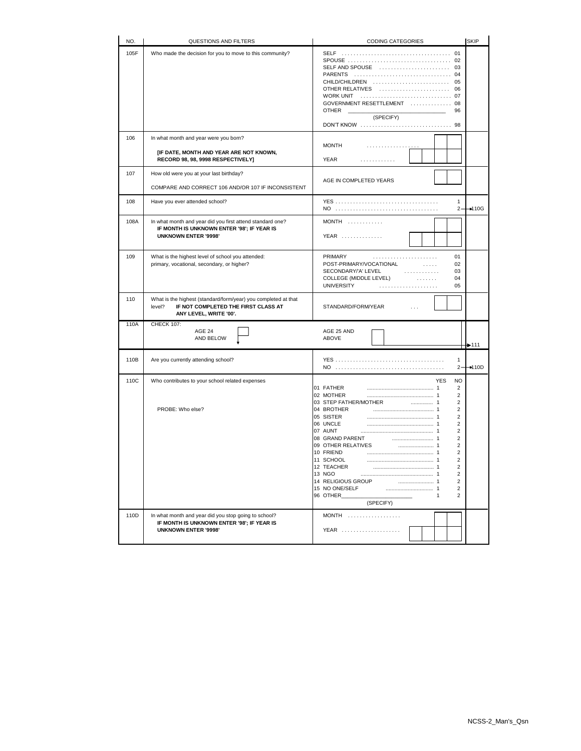| NO. | QUESTIONS AND FILTERS | CODING CATEGORIES | SKIP |
|---|---|---|---|
| 105F | Who made the decision for you to move to this community? | SELF . . . . 01<br>SPOUSE . . . . 02<br>SELF AND SPOUSE . . . . 03<br>PARENTS . . . . 04<br>CHILD/CHILDREN . . . . 05<br>OTHER RELATIVES . . . . 06<br>WORK UNIT . . . . 07<br>GOVERNMENT RESETTLEMENT . . . . 08<br>OTHER ______________ 96<br>(SPECIFY)<br>DON'T KNOW . . . . 98 | |
| 106 | In what month and year were you born?<br><br>**[IF DATE, MONTH AND YEAR ARE NOT KNOWN, RECORD 98, 98, 9998 RESPECTIVELY]** | MONTH . . . . [ ][ ]<br>YEAR . . . . [ ][ ][ ][ ] | |
| 107 | How old were you at your last birthday?<br><br>COMPARE AND CORRECT 106 AND/OR 107 IF INCONSISTENT | AGE IN COMPLETED YEARS [ ][ ] | |
| 108 | Have you ever attended school? | YES . . . . 1<br>NO . . . . 2 | 2 → 110G |
| 108A | In what month and year did you first attend standard one?<br>**IF MONTH IS UNKNOWN ENTER '98'; IF YEAR IS UNKNOWN ENTER '9998'** | MONTH . . . . [ ][ ]<br>YEAR . . . . [ ][ ][ ][ ] | |
| 109 | What is the highest level of school you attended: primary, vocational, secondary, or higher? | PRIMARY . . . . 01<br>POST-PRIMARY/VOCATIONAL . . . . 02<br>SECONDARY/'A' LEVEL . . . . 03<br>COLLEGE (MIDDLE LEVEL) . . . . 04<br>UNIVERSITY . . . . 05 | |
| 110 | What is the highest (standard/form/year) you completed at that level? **IF NOT COMPLETED THE FIRST CLASS AT ANY LEVEL, WRITE '00'.** | STANDARD/FORM/YEAR . . . [ ][ ] | |
| 110A | CHECK 107:<br>AGE 24 AND BELOW [ ] ↓ | AGE 25 AND ABOVE [ ] | → 111 |
| 110B | Are you currently attending school? | YES . . . . 1<br>NO . . . . 2 | 2 → 110D |
| 110C | Who contributes to your school related expenses<br><br>PROBE: Who else? | YES / NO<br>01 FATHER . . . . 1 2<br>02 MOTHER . . . . 1 2<br>03 STEP FATHER/MOTHER . . . . 1 2<br>04 BROTHER . . . . 1 2<br>05 SISTER . . . . 1 2<br>06 UNCLE . . . . 1 2<br>07 AUNT . . . . 1 2<br>08 GRAND PARENT . . . . 1 2<br>09 OTHER RELATIVES . . . . 1 2<br>10 FRIEND . . . . 1 2<br>11 SCHOOL . . . . 1 2<br>12 TEACHER . . . . 1 2<br>13 NGO . . . . 1 2<br>14 RELIGIOUS GROUP . . . . 1 2<br>15 NO ONE/SELF . . . . 1 2<br>96 OTHER______________ 1 2<br>(SPECIFY) | |
| 110D | In what month and year did you stop going to school?<br>**IF MONTH IS UNKNOWN ENTER '98'; IF YEAR IS UNKNOWN ENTER '9998'** | MONTH . . . . [ ][ ]<br>YEAR . . . . [ ][ ][ ][ ] | |

NCSS-2_Man's_Qsn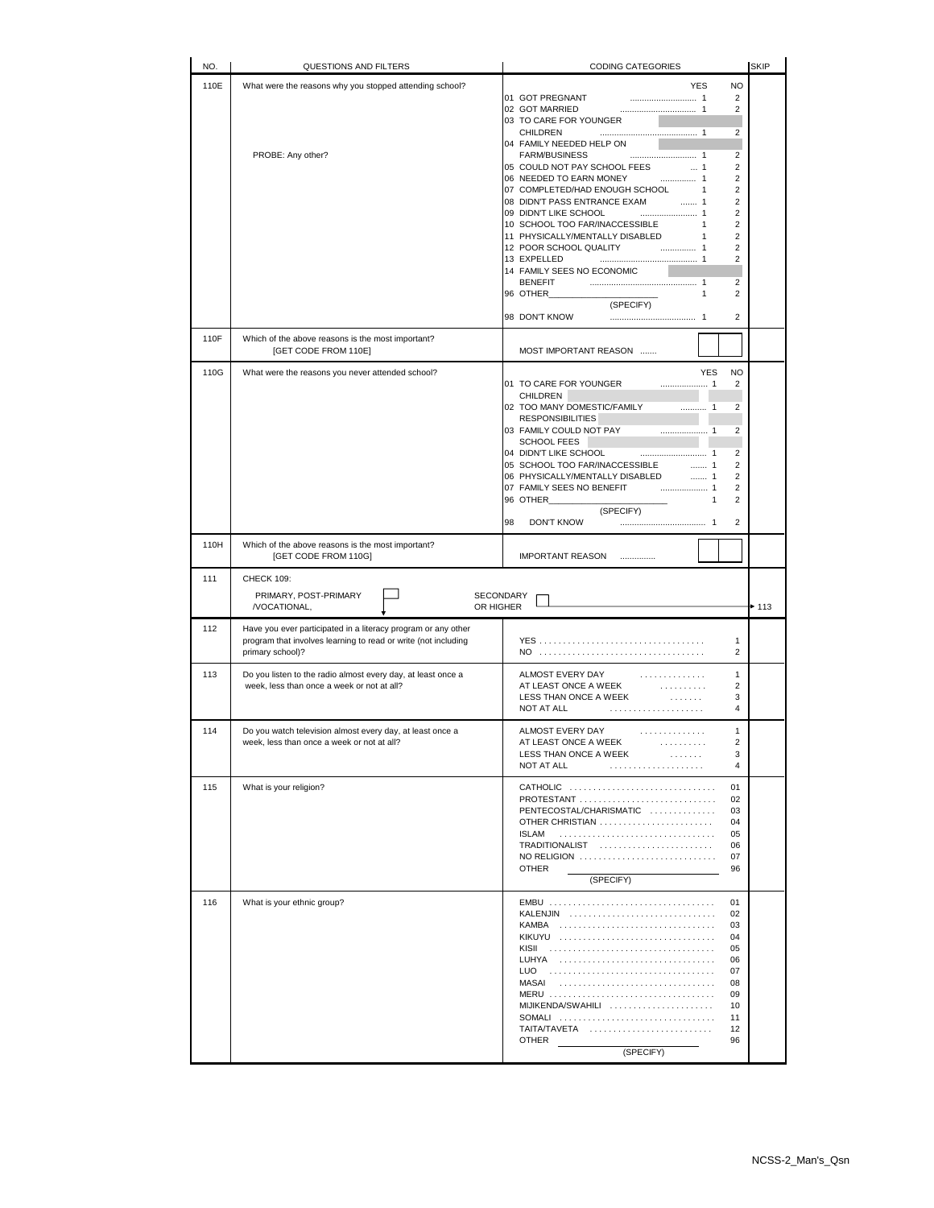| NO. | QUESTIONS AND FILTERS | CODING CATEGORIES | SKIP |
|---|---|---|---|
| 110E | What were the reasons why you stopped attending school?<br><br>PROBE: Any other? | YES / NO<br>01 GOT PREGNANT ........ 1 / 2<br>02 GOT MARRIED ........ 1 / 2<br>03 TO CARE FOR YOUNGER CHILDREN ........ 1 / 2<br>04 FAMILY NEEDED HELP ON FARM/BUSINESS ........ 1 / 2<br>05 COULD NOT PAY SCHOOL FEES ... 1 / 2<br>06 NEEDED TO EARN MONEY ........ 1 / 2<br>07 COMPLETED/HAD ENOUGH SCHOOL 1 / 2<br>08 DIDN'T PASS ENTRANCE EXAM ....... 1 / 2<br>09 DIDN'T LIKE SCHOOL ........ 1 / 2<br>10 SCHOOL TOO FAR/INACCESSIBLE 1 / 2<br>11 PHYSICALLY/MENTALLY DISABLED 1 / 2<br>12 POOR SCHOOL QUALITY ........ 1 / 2<br>13 EXPELLED ........ 1 / 2<br>14 FAMILY SEES NO ECONOMIC BENEFIT ........ 1 / 2<br>96 OTHER________ (SPECIFY) 1 / 2<br>98 DON'T KNOW ........ 1 / 2 | |
| 110F | Which of the above reasons is the most important?<br>[GET CODE FROM 110E] | MOST IMPORTANT REASON ....... [ ][ ] | |
| 110G | What were the reasons you never attended school? | YES / NO<br>01 TO CARE FOR YOUNGER CHILDREN ........ 1 / 2<br>02 TOO MANY DOMESTIC/FAMILY RESPONSIBILITIES ........ 1 / 2<br>03 FAMILY COULD NOT PAY SCHOOL FEES ........ 1 / 2<br>04 DIDN'T LIKE SCHOOL ........ 1 / 2<br>05 SCHOOL TOO FAR/INACCESSIBLE ....... 1 / 2<br>06 PHYSICALLY/MENTALLY DISABLED ....... 1 / 2<br>07 FAMILY SEES NO BENEFIT ........ 1 / 2<br>96 OTHER________ (SPECIFY) 1 / 2<br>98 DON'T KNOW ........ 1 / 2 | |
| 110H | Which of the above reasons is the most important?<br>[GET CODE FROM 110G] | IMPORTANT REASON .............. [ ][ ] | |
| 111 | CHECK 109:<br>PRIMARY, POST-PRIMARY /VOCATIONAL, [ ] ↓ | SECONDARY OR HIGHER [ ] | → 113 |
| 112 | Have you ever participated in a literacy program or any other program that involves learning to read or write (not including primary school)? | YES . . . . . . . . . . 1<br>NO . . . . . . . . . . 2 | |
| 113 | Do you listen to the radio almost every day, at least once a week, less than once a week or not at all? | ALMOST EVERY DAY . . . . . . 1<br>AT LEAST ONCE A WEEK . . . . . 2<br>LESS THAN ONCE A WEEK . . . . 3<br>NOT AT ALL . . . . . . . . 4 | |
| 114 | Do you watch television almost every day, at least once a week, less than once a week or not at all? | ALMOST EVERY DAY . . . . . . 1<br>AT LEAST ONCE A WEEK . . . . . 2<br>LESS THAN ONCE A WEEK . . . . 3<br>NOT AT ALL . . . . . . . . 4 | |
| 115 | What is your religion? | CATHOLIC . . . . . . . . 01<br>PROTESTANT . . . . . . . . 02<br>PENTECOSTAL/CHARISMATIC . . . . 03<br>OTHER CHRISTIAN . . . . . . . 04<br>ISLAM . . . . . . . . 05<br>TRADITIONALIST . . . . . . . 06<br>NO RELIGION . . . . . . . . 07<br>OTHER ________ (SPECIFY) 96 | |
| 116 | What is your ethnic group? | EMBU . . . . . . . . 01<br>KALENJIN . . . . . . . . 02<br>KAMBA . . . . . . . . 03<br>KIKUYU . . . . . . . . 04<br>KISII . . . . . . . . 05<br>LUHYA . . . . . . . . 06<br>LUO . . . . . . . . 07<br>MASAI . . . . . . . . 08<br>MERU . . . . . . . . 09<br>MIJIKENDA/SWAHILI . . . . . . 10<br>SOMALI . . . . . . . . 11<br>TAITA/TAVETA . . . . . . . 12<br>OTHER ________ (SPECIFY) 96 | |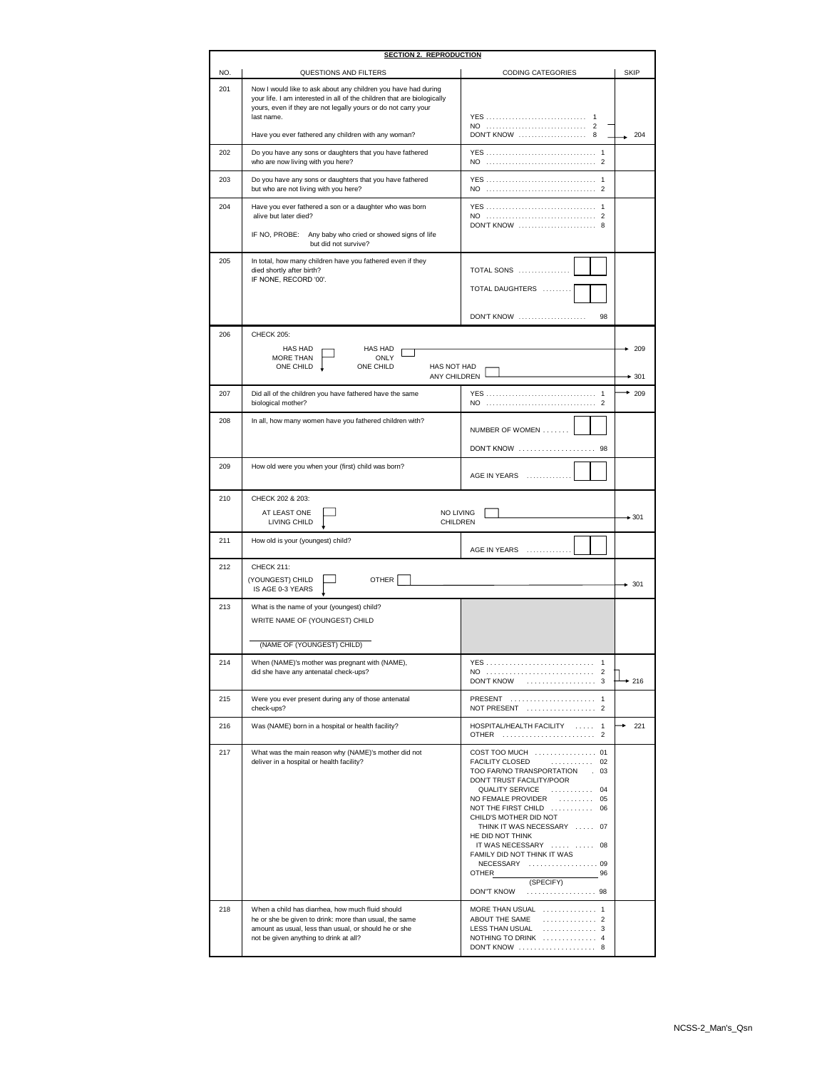## SECTION 2. REPRODUCTION

| NO. | QUESTIONS AND FILTERS | CODING CATEGORIES | SKIP |
|---|---|---|---|
| 201 | Now I would like to ask about any children you have had during your life. I am interested in all of the children that are biologically yours, even if they are not legally yours or do not carry your last name.<br><br>Have you ever fathered any children with any woman? | YES . . . . . . . . . . 1<br>NO . . . . . . . . . . 2<br>DON'T KNOW . . . . . . . . . . 8 | <br>2, 8 → 204 |
| 202 | Do you have any sons or daughters that you have fathered who are now living with you here? | YES . . . . . . . . . . 1<br>NO . . . . . . . . . . 2 | |
| 203 | Do you have any sons or daughters that you have fathered but who are not living with you here? | YES . . . . . . . . . . 1<br>NO . . . . . . . . . . 2 | |
| 204 | Have you ever fathered a son or a daughter who was born alive but later died?<br><br>IF NO, PROBE: Any baby who cried or showed signs of life but did not survive? | YES . . . . . . . . . . 1<br>NO . . . . . . . . . . 2<br>DON'T KNOW . . . . . . . . . . 8 | |
| 205 | In total, how many children have you fathered even if they died shortly after birth?<br>IF NONE, RECORD '00'. | TOTAL SONS . . . . . . [ ][ ]<br><br>TOTAL DAUGHTERS . . . . . [ ][ ]<br><br>DON'T KNOW . . . . . . . . . . 98 | |
| 206 | CHECK 205:<br><br>HAS HAD MORE THAN ONE CHILD [ ] ↓<br>HAS HAD ONLY ONE CHILD [ ] → 209<br>HAS NOT HAD ANY CHILDREN [ ] → 301 | | 209<br><br>301 |
| 207 | Did all of the children you have fathered have the same biological mother? | YES . . . . . . . . . . 1<br>NO . . . . . . . . . . 2 | 1 → 209 |
| 208 | In all, how many women have you fathered children with? | NUMBER OF WOMEN . . . . . . . [ ][ ]<br><br>DON'T KNOW . . . . . . . . . . 98 | |
| 209 | How old were you when your (first) child was born? | AGE IN YEARS . . . . . . . [ ][ ] | |
| 210 | CHECK 202 & 203:<br><br>AT LEAST ONE LIVING CHILD [ ] ↓<br>NO LIVING CHILDREN [ ] → 301 | | 301 |
| 211 | How old is your (youngest) child? | AGE IN YEARS . . . . . . . [ ][ ] | |
| 212 | CHECK 211:<br><br>(YOUNGEST) CHILD IS AGE 0-3 YEARS [ ] ↓<br>OTHER [ ] → 301 | | 301 |
| 213 | What is the name of your (youngest) child?<br><br>WRITE NAME OF (YOUNGEST) CHILD<br><br>\_\_\_\_\_\_\_\_\_\_\_\_\_\_\_\_\_\_\_\_<br>(NAME OF (YOUNGEST) CHILD) | | |
| 214 | When (NAME)'s mother was pregnant with (NAME), did she have any antenatal check-ups? | YES . . . . . . . . . . 1<br>NO . . . . . . . . . . 2<br>DON'T KNOW . . . . . . . . . . 3 | <br>2, 3 → 216 |
| 215 | Were you ever present during any of those antenatal check-ups? | PRESENT . . . . . . . . . . 1<br>NOT PRESENT . . . . . . . . . . 2 | |
| 216 | Was (NAME) born in a hospital or health facility? | HOSPITAL/HEALTH FACILITY . . . . . 1<br>OTHER . . . . . . . . . . 2 | 1 → 221 |
| 217 | What was the main reason why (NAME)'s mother did not deliver in a hospital or health facility? | COST TOO MUCH . . . . . . . . . . 01<br>FACILITY CLOSED . . . . . . . . . . 02<br>TOO FAR/NO TRANSPORTATION . 03<br>DON'T TRUST FACILITY/POOR QUALITY SERVICE . . . . . . . . . . 04<br>NO FEMALE PROVIDER . . . . . . . . 05<br>NOT THE FIRST CHILD . . . . . . . . . . 06<br>CHILD'S MOTHER DID NOT THINK IT WAS NECESSARY . . . . . 07<br>HE DID NOT THINK IT WAS NECESSARY . . . . . . . . . . 08<br>FAMILY DID NOT THINK IT WAS NECESSARY . . . . . . . . . . 09<br>OTHER\_\_\_\_\_\_\_\_\_\_\_\_\_\_\_\_ 96<br>(SPECIFY)<br>DON"T KNOW . . . . . . . . . . 98 | |
| 218 | When a child has diarrhea, how much fluid should he or she be given to drink: more than usual, the same amount as usual, less than usual, or should he or she not be given anything to drink at all? | MORE THAN USUAL . . . . . . . . . . 1<br>ABOUT THE SAME . . . . . . . . . . 2<br>LESS THAN USUAL . . . . . . . . . . 3<br>NOTHING TO DRINK . . . . . . . . . . 4<br>DON'T KNOW . . . . . . . . . . 8 | |

NCSS-2_Man's_Qsn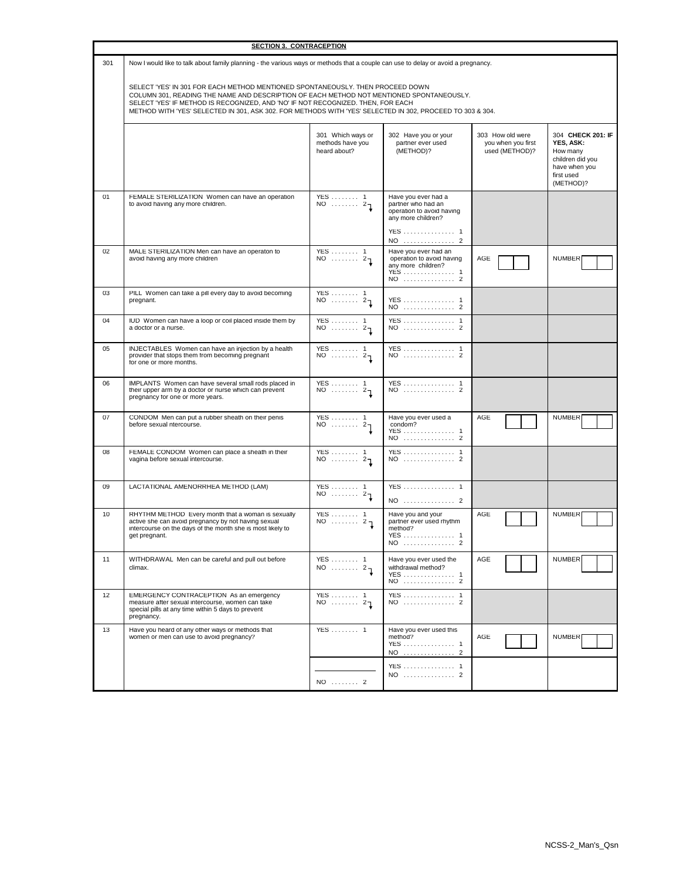## SECTION 3. CONTRACEPTION

301 Now I would like to talk about family planning - the various ways or methods that a couple can use to delay or avoid a pregnancy.

SELECT 'YES' IN 301 FOR EACH METHOD MENTIONED SPONTANEOUSLY. THEN PROCEED DOWN COLUMN 301, READING THE NAME AND DESCRIPTION OF EACH METHOD NOT MENTIONED SPONTANEOUSLY. SELECT 'YES' IF METHOD IS RECOGNIZED, AND 'NO' IF NOT RECOGNIZED. THEN, FOR EACH METHOD WITH 'YES' SELECTED IN 301, ASK 302. FOR METHODS WITH 'YES' SELECTED IN 302, PROCEED TO 303 & 304.

| | | 301 Which ways or methods have you heard about? | 302 Have you or your partner ever used (METHOD)? | 303 How old were you when you first used (METHOD)? | 304 **CHECK 201: IF YES, ASK:** How many children did you have when you first used (METHOD)? |
|---|---|---|---|---|---|
| 01 | FEMALE STERILIZATION Women can have an operation to avoid having any more children. | YES ........ 1<br>NO ........ 2 ↓ | Have you ever had a partner who had an operation to avoid having any more children?<br>YES ............... 1<br>NO ............... 2 | | |
| 02 | MALE STERILIZATION Men can have an operaton to avoid having any more children | YES ........ 1<br>NO ........ 2 ↓ | Have you ever had an operation to avoid having any more children?<br>YES ............... 1<br>NO ............... 2 | AGE [ ][ ] | NUMBER [ ][ ] |
| 03 | PILL Women can take a pill every day to avoid becoming pregnant. | YES ........ 1<br>NO ........ 2 ↓ | YES ............... 1<br>NO ............... 2 | | |
| 04 | IUD Women can have a loop or coil placed inside them by a doctor or a nurse. | YES ........ 1<br>NO ........ 2 ↓ | YES ............... 1<br>NO ............... 2 | | |
| 05 | INJECTABLES Women can have an injection by a health provider that stops them from becoming pregnant for one or more months. | YES ........ 1<br>NO ........ 2 ↓ | YES ............... 1<br>NO ............... 2 | | |
| 06 | IMPLANTS Women can have several small rods placed in their upper arm by a doctor or nurse which can prevent pregnancy for one or more years. | YES ........ 1<br>NO ........ 2 ↓ | YES ............... 1<br>NO ............... 2 | | |
| 07 | CONDOM Men can put a rubber sheath on their penis before sexual ntercourse. | YES ........ 1<br>NO ........ 2 ↓ | Have you ever used a condom?<br>YES ............... 1<br>NO ............... 2 | AGE [ ][ ] | NUMBER [ ][ ] |
| 08 | FEMALE CONDOM Women can place a sheath in their vagina before sexual intercourse. | YES ........ 1<br>NO ........ 2 ↓ | YES ............... 1<br>NO ............... 2 | | |
| 09 | LACTATIONAL AMENORRHEA METHOD (LAM) | YES ........ 1<br>NO ........ 2 ↓ | YES ............... 1<br>NO ............... 2 | | |
| 10 | RHYTHM METHOD Every month that a woman is sexually active she can avoid pregnancy by not having sexual intercourse on the days of the month she is most likely to get pregnant. | YES ........ 1<br>NO ........ 2 ↓ | Have you and your partner ever used rhythm method?<br>YES ............... 1<br>NO ............... 2 | AGE [ ][ ] | NUMBER [ ][ ] |
| 11 | WITHDRAWAL Men can be careful and pull out before climax. | YES ........ 1<br>NO ........ 2 ↓ | Have you ever used the withdrawal method?<br>YES ............... 1<br>NO ............... 2 | AGE [ ][ ] | NUMBER [ ][ ] |
| 12 | EMERGENCY CONTRACEPTION As an emergency measure after sexual intercourse, women can take special pills at any time within 5 days to prevent pregnancy. | YES ........ 1<br>NO ........ 2 ↓ | YES ............... 1<br>NO ............... 2 | | |
| 13 | Have you heard of any other ways or methods that women or men can use to avoid pregnancy? | YES ........ 1 | Have you ever used this method?<br>YES ............... 1<br>NO ............... 2 | AGE [ ][ ] | NUMBER [ ][ ] |
| | | \_\_\_\_\_\_\_\_\_\_\_\_<br>NO ........ 2 | YES ............... 1<br>NO ............... 2 | | |

NCSS-2_Man's_Qsn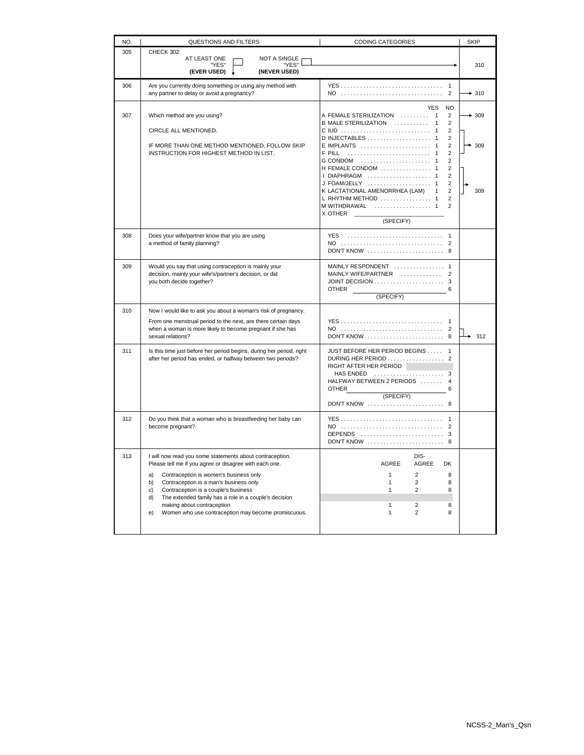| NO. | QUESTIONS AND FILTERS | CODING CATEGORIES | SKIP |
|---|---|---|---|
| 305 | CHECK 302:<br>AT LEAST ONE "YES" (EVER USED) ☐ ↓ &nbsp;&nbsp; NOT A SINGLE "YES" (NEVER USED) ☐ | → | 310 |
| 306 | Are you currently doing something or using any method with any partner to delay or avoid a pregnancy? | YES . . . . . . . . . . . . . . . . . . . . . . . . . . . . . . . 1<br>NO . . . . . . . . . . . . . . . . . . . . . . . . . . . . . . . 2 | → 310 |
| 307 | Which method are you using?<br><br>CIRCLE ALL MENTIONED.<br><br>IF MORE THAN ONE METHOD MENTIONED, FOLLOW SKIP INSTRUCTION FOR HIGHEST METHOD IN LIST. | YES NO<br>A FEMALE STERILIZATION . . . . . . . . . 1 2<br>B MALE STERILIZATION . . . . . . . . . . . 1 2<br>C IUD . . . . . . . . . . . . . . . . . . . . . . . . . . . 1 2<br>D INJECTABLES . . . . . . . . . . . . . . . . . . . . 1 2<br>E IMPLANTS . . . . . . . . . . . . . . . . . . . . . . 1 2<br>F PILL . . . . . . . . . . . . . . . . . . . . . . . . . . 1 2<br>G CONDOM . . . . . . . . . . . . . . . . . . . . . . 1 2<br>H FEMALE CONDOM . . . . . . . . . . . . . . . . 1 2<br>I DIAPHRAGM . . . . . . . . . . . . . . . . . . . . 1 2<br>J FOAM/JELLY . . . . . . . . . . . . . . . . . . . . 1 2<br>K LACTATIONAL AMENORRHEA (LAM) 1 2<br>L RHYTHM METHOD . . . . . . . . . . . . . . . . 1 2<br>M WITHDRAWAL . . . . . . . . . . . . . . . . . . 1 2<br>X OTHER ____________________<br>(SPECIFY) | → 309 (A–B)<br><br>→ 309 (C–F)<br><br>→ 309 (H–M) |
| 308 | Does your wife/partner know that you are using a method of family planning? | YES . . . . . . . . . . . . . . . . . . . . . . . . . . . . . . 1<br>NO . . . . . . . . . . . . . . . . . . . . . . . . . . . . . . . 2<br>DON'T KNOW . . . . . . . . . . . . . . . . . . . . . . . . 8 | |
| 309 | Would you say that using contraception is mainly your decision, mainly your wife's/partner's decision, or did you both decide together? | MAINLY RESPONDENT . . . . . . . . . . . . . . . . 1<br>MAINLY WIFE/PARTNER . . . . . . . . . . . . . 2<br>JOINT DECISION . . . . . . . . . . . . . . . . . . . . . . 3<br>OTHER ____________________ 6<br>(SPECIFY) | |
| 310 | Now I would like to ask you about a woman's risk of pregnancy.<br><br>From one menstrual period to the next, are there certain days when a woman is more likely to become pregnant if she has sexual relations? | YES . . . . . . . . . . . . . . . . . . . . . . . . . . . . . . . 1<br>NO . . . . . . . . . . . . . . . . . . . . . . . . . . . . . . . 2<br>DON'T KNOW . . . . . . . . . . . . . . . . . . . . . . . . 8 | → 312 (2, 8) |
| 311 | Is this time just before her period begins, during her period, right after her period has ended, or halfway between two periods? | JUST BEFORE HER PERIOD BEGINS . . . . . 1<br>DURING HER PERIOD . . . . . . . . . . . . . . . . . . 2<br>RIGHT AFTER HER PERIOD<br>HAS ENDED . . . . . . . . . . . . . . . . . . . . . . 3<br>HALFWAY BETWEEN 2 PERIODS . . . . . . . 4<br>OTHER ____________________ 6<br>(SPECIFY)<br>DON'T KNOW . . . . . . . . . . . . . . . . . . . . . . . . 8 | |
| 312 | Do you think that a woman who is breastfeeding her baby can become pregnant? | YES . . . . . . . . . . . . . . . . . . . . . . . . . . . . . . . 1<br>NO . . . . . . . . . . . . . . . . . . . . . . . . . . . . . . . 2<br>DEPENDS . . . . . . . . . . . . . . . . . . . . . . . . . . 3<br>DON'T KNOW . . . . . . . . . . . . . . . . . . . . . . . . 8 | |
| 313 | I will now read you some statements about contraception. Please tell me if you agree or disagree with each one.<br><br>a) Contraception is women's business only<br>b) Contraception is a man's business only<br>c) Contraception is a couple's business<br>d) The extended family has a role in a couple's decision making about contraception<br>e) Women who use contraception may become promiscuous. | AGREE / DISAGREE / DK<br><br>a) 1 2 8<br>b) 1 2 8<br>c) 1 2 8<br>d) 1 2 8<br>e) 1 2 8 | |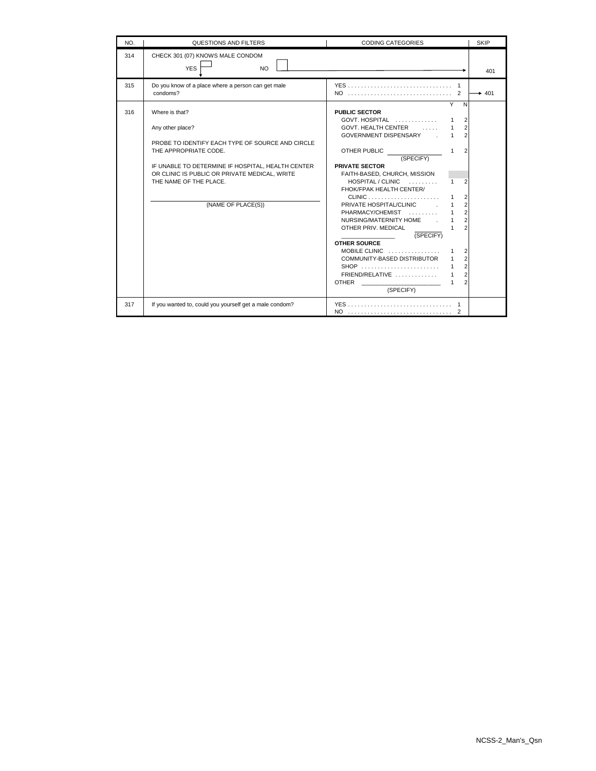| NO. | QUESTIONS AND FILTERS | CODING CATEGORIES | SKIP |
|---|---|---|---|
| 314 | CHECK 301 (07) KNOWS MALE CONDOM<br><br>YES ☐ NO ☐ | | → 401 |
| 315 | Do you know of a place where a person can get male condoms? | YES . . . . . . . . . . . . . . . . . . . . . . . . . . . . . . . 1<br>NO . . . . . . . . . . . . . . . . . . . . . . . . . . . . . . . 2 | → 401 |
| 316 | Where is that?<br><br>Any other place?<br><br>PROBE TO IDENTIFY EACH TYPE OF SOURCE AND CIRCLE THE APPROPRIATE CODE.<br><br>IF UNABLE TO DETERMINE IF HOSPITAL, HEALTH CENTER OR CLINIC IS PUBLIC OR PRIVATE MEDICAL, WRITE THE NAME OF THE PLACE.<br><br>\_\_\_\_\_\_\_\_\_\_\_\_\_\_\_\_\_\_\_\_\_\_\_\_\_\_\_\_<br>(NAME OF PLACE(S)) | Y N<br>**PUBLIC SECTOR**<br>GOVT. HOSPITAL . . . . . . . . . . . . . 1 2<br>GOVT. HEALTH CENTER . . . . . 1 2<br>GOVERNMENT DISPENSARY . 1 2<br><br>OTHER PUBLIC \_\_\_\_\_\_\_\_\_\_\_\_ 1 2<br>(SPECIFY)<br>**PRIVATE SECTOR**<br>FAITH-BASED, CHURCH, MISSION<br>HOSPITAL / CLINIC . . . . . . . . . 1 2<br>FHOK/FPAK HEALTH CENTER/<br>CLINIC . . . . . . . . . . . . . . . . . . . . . . 1 2<br>PRIVATE HOSPITAL/CLINIC . 1 2<br>PHARMACY/CHEMIST . . . . . . . . . 1 2<br>NURSING/MATERNITY HOME . 1 2<br>OTHER PRIV. MEDICAL 1 2<br>\_\_\_\_\_\_\_\_\_\_\_\_ (SPECIFY)<br>**OTHER SOURCE**<br>MOBILE CLINIC . . . . . . . . . . . . . . . . 1 2<br>COMMUNITY-BASED DISTRIBUTOR 1 2<br>SHOP . . . . . . . . . . . . . . . . . . . . . . . . 1 2<br>FRIEND/RELATIVE . . . . . . . . . . . . . 1 2<br>OTHER \_\_\_\_\_\_\_\_\_\_\_\_\_\_\_\_ 1 2<br>(SPECIFY) | |
| 317 | If you wanted to, could you yourself get a male condom? | YES . . . . . . . . . . . . . . . . . . . . . . . . . . . . . . . 1<br>NO . . . . . . . . . . . . . . . . . . . . . . . . . . . . . . . 2 | |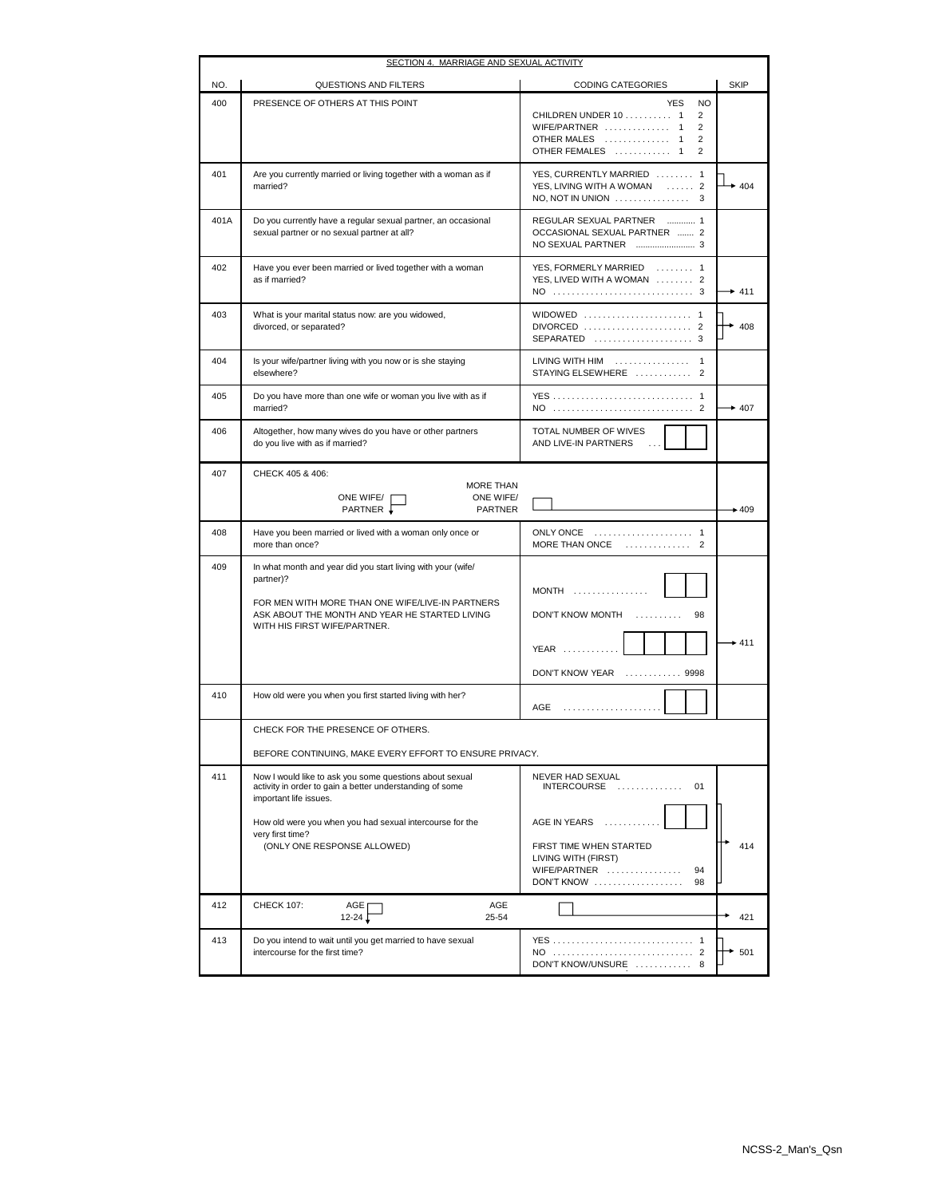## SECTION 4. MARRIAGE AND SEXUAL ACTIVITY

| NO. | QUESTIONS AND FILTERS | CODING CATEGORIES | SKIP |
|---|---|---|---|
| 400 | PRESENCE OF OTHERS AT THIS POINT | YES NO<br>CHILDREN UNDER 10 .......... 1 2<br>WIFE/PARTNER .............. 1 2<br>OTHER MALES .............. 1 2<br>OTHER FEMALES ............ 1 2 | |
| 401 | Are you currently married or living together with a woman as if married? | YES, CURRENTLY MARRIED ........ 1<br>YES, LIVING WITH A WOMAN ...... 2<br>NO, NOT IN UNION ................ 3 | 1, 2 → 404 |
| 401A | Do you currently have a regular sexual partner, an occasional sexual partner or no sexual partner at all? | REGULAR SEXUAL PARTNER ........... 1<br>OCCASIONAL SEXUAL PARTNER ....... 2<br>NO SEXUAL PARTNER ........................ 3 | |
| 402 | Have you ever been married or lived together with a woman as if married? | YES, FORMERLY MARRIED ........ 1<br>YES, LIVED WITH A WOMAN ........ 2<br>NO .............................. 3 | 3 → 411 |
| 403 | What is your marital status now: are you widowed, divorced, or separated? | WIDOWED ....................... 1<br>DIVORCED ....................... 2<br>SEPARATED ..................... 3 | → 408 |
| 404 | Is your wife/partner living with you now or is she staying elsewhere? | LIVING WITH HIM ................ 1<br>STAYING ELSEWHERE ............ 2 | |
| 405 | Do you have more than one wife or woman you live with as if married? | YES .............................. 1<br>NO .............................. 2 | 2 → 407 |
| 406 | Altogether, how many wives do you have or other partners do you live with as if married? | TOTAL NUMBER OF WIVES AND LIVE-IN PARTNERS ... [ ][ ] | |
| 407 | CHECK 405 & 406:<br>ONE WIFE/ PARTNER [ ] ↓   MORE THAN ONE WIFE/ PARTNER [ ] | | MORE THAN ONE → 409 |
| 408 | Have you been married or lived with a woman only once or more than once? | ONLY ONCE ..................... 1<br>MORE THAN ONCE .............. 2 | |
| 409 | In what month and year did you start living with your (wife/ partner)?<br><br>FOR MEN WITH MORE THAN ONE WIFE/LIVE-IN PARTNERS ASK ABOUT THE MONTH AND YEAR HE STARTED LIVING WITH HIS FIRST WIFE/PARTNER. | MONTH ................ [ ][ ]<br>DON'T KNOW MONTH .......... 98<br>YEAR ............ [ ][ ][ ][ ]<br>DON'T KNOW YEAR ........... 9998 | → 411 |
| 410 | How old were you when you first started living with her? | AGE ..................... [ ][ ] | |
| | CHECK FOR THE PRESENCE OF OTHERS.<br><br>BEFORE CONTINUING, MAKE EVERY EFFORT TO ENSURE PRIVACY. | | |
| 411 | Now I would like to ask you some questions about sexual activity in order to gain a better understanding of some important life issues.<br><br>How old were you when you had sexual intercourse for the very first time?<br>(ONLY ONE RESPONSE ALLOWED) | NEVER HAD SEXUAL INTERCOURSE .............. 01<br>AGE IN YEARS ............ [ ][ ]<br>FIRST TIME WHEN STARTED LIVING WITH (FIRST) WIFE/PARTNER ................ 94<br>DON'T KNOW ................... 98 | AGE, 94, 98 → 414 |
| 412 | CHECK 107:<br>AGE 12-24 [ ] ↓   AGE 25-54 [ ] | | AGE 25-54 → 421 |
| 413 | Do you intend to wait until you get married to have sexual intercourse for the first time? | YES .............................. 1<br>NO .............................. 2<br>DON'T KNOW/UNSURE ............ 8 | → 501 |

NCSS-2_Man's_Qsn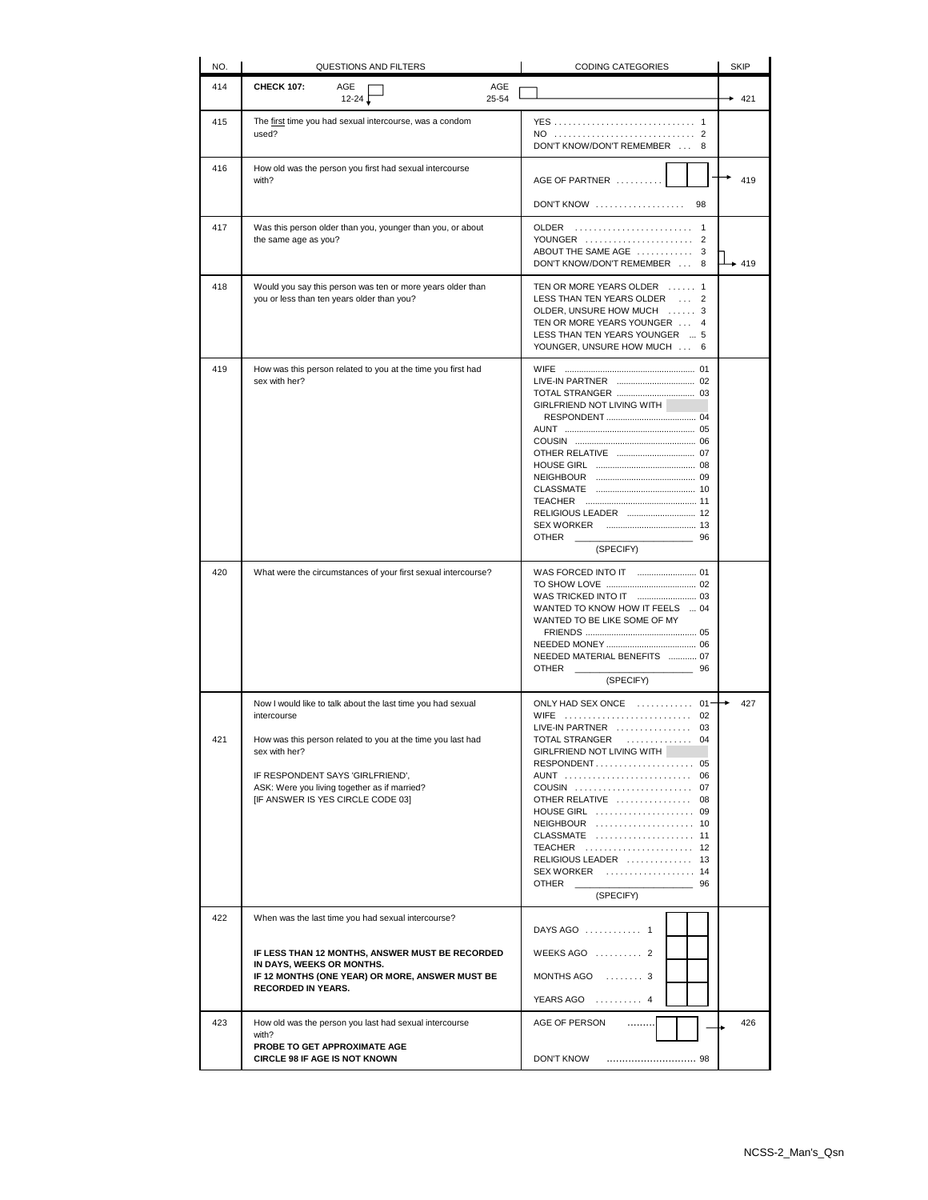| NO. | QUESTIONS AND FILTERS | CODING CATEGORIES | SKIP |
|---|---|---|---|
| 414 | **CHECK 107:** AGE 12-24 ☐ AGE 25-54 ☐ | | → 421 |
| 415 | The first time you had sexual intercourse, was a condom used? | YES . . . . . . . . . . 1<br>NO . . . . . . . . . . 2<br>DON'T KNOW/DON'T REMEMBER . . . 8 | |
| 416 | How old was the person you first had sexual intercourse with? | AGE OF PARTNER . . . . . . . . . . [ ][ ]<br><br>DON'T KNOW . . . . . . . . . . 98 | → 419 |
| 417 | Was this person older than you, younger than you, or about the same age as you? | OLDER . . . . . . . . . . 1<br>YOUNGER . . . . . . . . . . 2<br>ABOUT THE SAME AGE . . . . . . . . . . 3<br>DON'T KNOW/DON'T REMEMBER . . . 8 | → 419 |
| 418 | Would you say this person was ten or more years older than you or less than ten years older than you? | TEN OR MORE YEARS OLDER . . . . . . 1<br>LESS THAN TEN YEARS OLDER . . . 2<br>OLDER, UNSURE HOW MUCH . . . . . . 3<br>TEN OR MORE YEARS YOUNGER . . . 4<br>LESS THAN TEN YEARS YOUNGER ... 5<br>YOUNGER, UNSURE HOW MUCH . . . 6 | |
| 419 | How was this person related to you at the time you first had sex with her? | WIFE . . . . . . . . . . 01<br>LIVE-IN PARTNER . . . . . . . . . . 02<br>TOTAL STRANGER . . . . . . . . . . 03<br>GIRLFRIEND NOT LIVING WITH RESPONDENT . . . . . . . . . . 04<br>AUNT . . . . . . . . . . 05<br>COUSIN . . . . . . . . . . 06<br>OTHER RELATIVE . . . . . . . . . . 07<br>HOUSE GIRL . . . . . . . . . . 08<br>NEIGHBOUR . . . . . . . . . . 09<br>CLASSMATE . . . . . . . . . . 10<br>TEACHER . . . . . . . . . . 11<br>RELIGIOUS LEADER . . . . . . . . . . 12<br>SEX WORKER . . . . . . . . . . 13<br>OTHER ____________ 96<br>(SPECIFY) | |
| 420 | What were the circumstances of your first sexual intercourse? | WAS FORCED INTO IT . . . . . . . . . . 01<br>TO SHOW LOVE . . . . . . . . . . 02<br>WAS TRICKED INTO IT . . . . . . . . . . 03<br>WANTED TO KNOW HOW IT FEELS ... 04<br>WANTED TO BE LIKE SOME OF MY FRIENDS . . . . . . . . . . 05<br>NEEDED MONEY . . . . . . . . . . 06<br>NEEDED MATERIAL BENEFITS . . . . . . 07<br>OTHER ____________ 96<br>(SPECIFY) | |
| 421 | Now I would like to talk about the last time you had sexual intercourse<br><br>How was this person related to you at the time you last had sex with her?<br><br>IF RESPONDENT SAYS 'GIRLFRIEND',<br>ASK: Were you living together as if married?<br>[IF ANSWER IS YES CIRCLE CODE 03] | ONLY HAD SEX ONCE . . . . . . . . . . 01<br>WIFE . . . . . . . . . . 02<br>LIVE-IN PARTNER . . . . . . . . . . 03<br>TOTAL STRANGER . . . . . . . . . . 04<br>GIRLFRIEND NOT LIVING WITH RESPONDENT . . . . . . . . . . 05<br>AUNT . . . . . . . . . . 06<br>COUSIN . . . . . . . . . . 07<br>OTHER RELATIVE . . . . . . . . . . 08<br>HOUSE GIRL . . . . . . . . . . 09<br>NEIGHBOUR . . . . . . . . . . 10<br>CLASSMATE . . . . . . . . . . 11<br>TEACHER . . . . . . . . . . 12<br>RELIGIOUS LEADER . . . . . . . . . . 13<br>SEX WORKER . . . . . . . . . . 14<br>OTHER ____________ 96<br>(SPECIFY) | 01 → 427 |
| 422 | When was the last time you had sexual intercourse?<br><br>**IF LESS THAN 12 MONTHS, ANSWER MUST BE RECORDED IN DAYS, WEEKS OR MONTHS.**<br>**IF 12 MONTHS (ONE YEAR) OR MORE, ANSWER MUST BE RECORDED IN YEARS.** | DAYS AGO . . . . . . . . . . 1 [ ][ ]<br>WEEKS AGO . . . . . . . . . . 2 [ ][ ]<br>MONTHS AGO . . . . . . . . . . 3 [ ][ ]<br>YEARS AGO . . . . . . . . . . 4 [ ][ ] | |
| 423 | How old was the person you last had sexual intercourse with?<br>**PROBE TO GET APPROXIMATE AGE**<br>**CIRCLE 98 IF AGE IS NOT KNOWN** | AGE OF PERSON . . . . . . . . . . [ ][ ]<br><br>DON'T KNOW . . . . . . . . . . 98 | → 426 |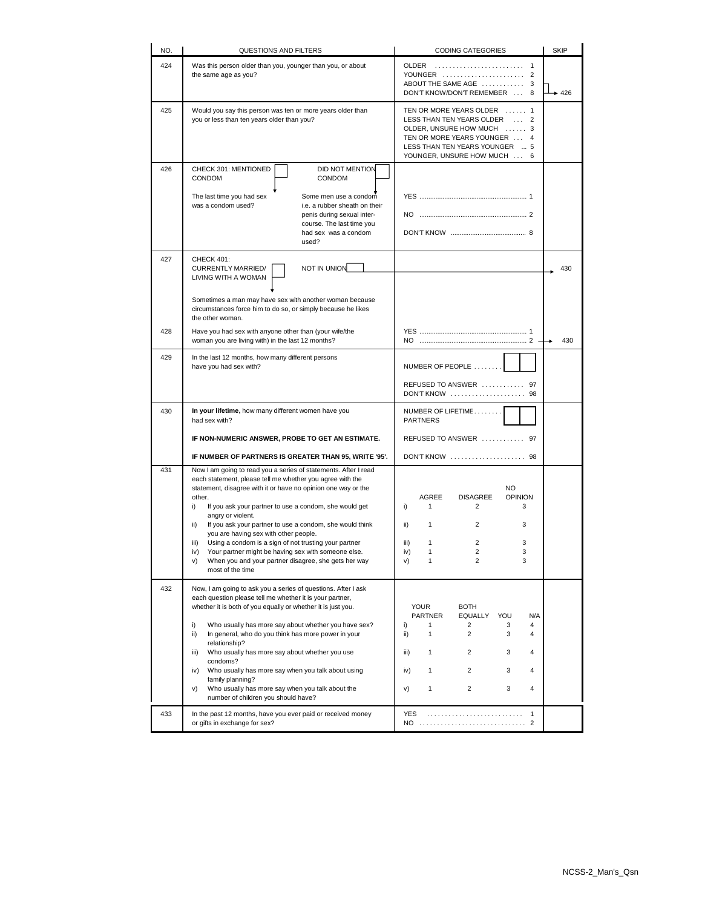| NO. | QUESTIONS AND FILTERS | CODING CATEGORIES | SKIP |
|---|---|---|---|
| 424 | Was this person older than you, younger than you, or about the same age as you? | OLDER . . . . . . . . . . 1<br>YOUNGER . . . . . . . . . . 2<br>ABOUT THE SAME AGE . . . . . . 3<br>DON'T KNOW/DON'T REMEMBER . . . 8 | 3, 8 → 426 |
| 425 | Would you say this person was ten or more years older than you or less than ten years older than you? | TEN OR MORE YEARS OLDER . . . . . . 1<br>LESS THAN TEN YEARS OLDER . . . 2<br>OLDER, UNSURE HOW MUCH . . . . . . 3<br>TEN OR MORE YEARS YOUNGER . . . 4<br>LESS THAN TEN YEARS YOUNGER ... 5<br>YOUNGER, UNSURE HOW MUCH . . . 6 | |
| 426 | CHECK 301: MENTIONED CONDOM [ ] / DID NOT MENTION CONDOM [ ]<br>↓ MENTIONED CONDOM: The last time you had sex was a condom used?<br>↓ DID NOT MENTION CONDOM: Some men use a condom i.e. a rubber sheath on their penis during sexual inter-course. The last time you had sex was a condom used? | YES . . . . . . . . . . 1<br>NO . . . . . . . . . . 2<br>DON'T KNOW . . . . . . . . . . 8 | |
| 427 | CHECK 401: CURRENTLY MARRIED/ LIVING WITH A WOMAN [ ] / NOT IN UNION [ ]<br>↓<br>Sometimes a man may have sex with another woman because circumstances force him to do so, or simply because he likes the other woman. | | NOT IN UNION → 430 |
| 428 | Have you had sex with anyone other than (your wife/the woman you are living with) in the last 12 months? | YES . . . . . . . . . . 1<br>NO . . . . . . . . . . 2 | 2 → 430 |
| 429 | In the last 12 months, how many different persons have you had sex with? | NUMBER OF PEOPLE . . . . . . . . [ ][ ]<br>REFUSED TO ANSWER . . . . . . . . . . 97<br>DON'T KNOW . . . . . . . . . . 98 | |
| 430 | **In your lifetime,** how many different women have you had sex with?<br>**IF NON-NUMERIC ANSWER, PROBE TO GET AN ESTIMATE.**<br>**IF NUMBER OF PARTNERS IS GREATER THAN 95, WRITE '95'.** | NUMBER OF LIFETIME PARTNERS . . . . . . . . [ ][ ]<br>REFUSED TO ANSWER . . . . . . . . . . 97<br>DON'T KNOW . . . . . . . . . . 98 | |
| 431 | Now I am going to read you a series of statements. After I read each statement, please tell me whether you agree with the statement, disagree with it or have no opinion one way or the other.<br>i) If you ask your partner to use a condom, she would get angry or violent.<br>ii) If you ask your partner to use a condom, she would think you are having sex with other people.<br>iii) Using a condom is a sign of not trusting your partner<br>iv) Your partner might be having sex with someone else.<br>v) When you and your partner disagree, she gets her way most of the time | AGREE / DISAGREE / NO OPINION<br>i) 1 2 3<br>ii) 1 2 3<br>iii) 1 2 3<br>iv) 1 2 3<br>v) 1 2 3 | |
| 432 | Now, I am going to ask you a series of questions. After I ask each question please tell me whether it is your partner, whether it is both of you equally or whether it is just you.<br>i) Who usually has more say about whether you have sex?<br>ii) In general, who do you think has more power in your relationship?<br>iii) Who usually has more say about whether you use condoms?<br>iv) Who usually has more say when you talk about using family planning?<br>v) Who usually has more say when you talk about the number of children you should have? | YOUR PARTNER / BOTH EQUALLY / YOU / N/A<br>i) 1 2 3 4<br>ii) 1 2 3 4<br>iii) 1 2 3 4<br>iv) 1 2 3 4<br>v) 1 2 3 4 | |
| 433 | In the past 12 months, have you ever paid or received money or gifts in exchange for sex? | YES . . . . . . . . . . 1<br>NO . . . . . . . . . . 2 | |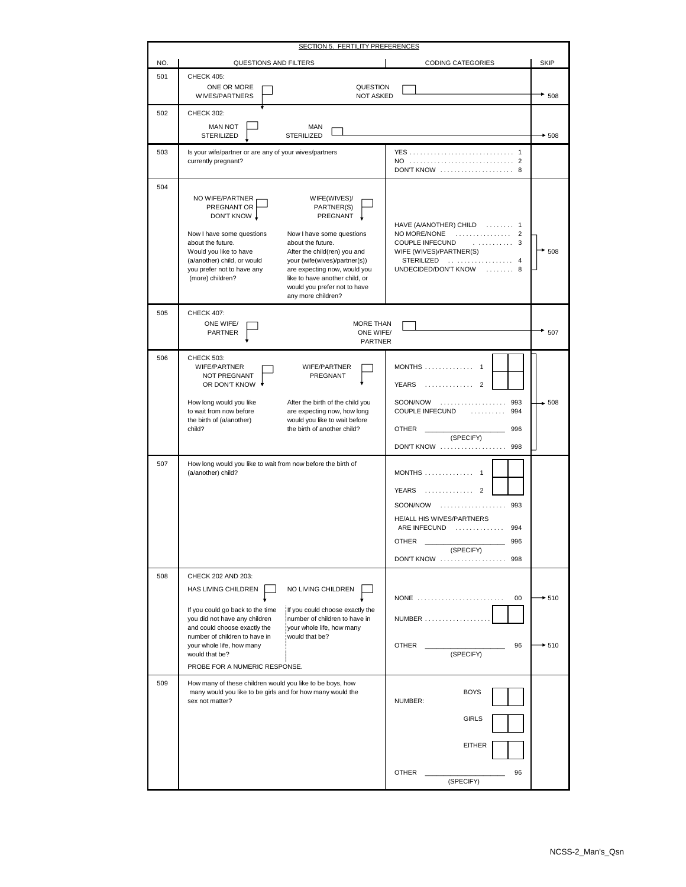## SECTION 5. FERTILITY PREFERENCES

| NO. | QUESTIONS AND FILTERS | CODING CATEGORIES | SKIP |
|---|---|---|---|
| 501 | CHECK 405:<br>ONE OR MORE WIVES/PARTNERS [ ] ↓<br>QUESTION NOT ASKED [ ] → | | → 508 |
| 502 | CHECK 302:<br>MAN NOT STERILIZED [ ] ↓<br>MAN STERILIZED [ ] → | | → 508 |
| 503 | Is your wife/partner or are any of your wives/partners currently pregnant? | YES . . . . . . 1<br>NO . . . . . . 2<br>DON'T KNOW . . . . . . 8 | |
| 504 | NO WIFE/PARTNER PREGNANT OR DON'T KNOW [ ] ↓<br>Now I have some questions about the future. Would you like to have (a/another) child, or would you prefer not to have any (more) children?<br><br>WIFE(WIVES)/ PARTNER(S) PREGNANT [ ] ↓<br>Now I have some questions about the future. After the child(ren) you and your (wife(wives)/partner(s)) are expecting now, would you like to have another child, or would you prefer not to have any more children? | HAVE (A/ANOTHER) CHILD . . . . . . 1<br>NO MORE/NONE . . . . . . 2<br>COUPLE INFECUND . . . . . . 3<br>WIFE (WIVES)/PARTNER(S) STERILIZED . . . . . . 4<br>UNDECIDED/DON'T KNOW . . . . . . 8 | 2, 3, 4, 8 → 508 |
| 505 | CHECK 407:<br>ONE WIFE/ PARTNER [ ] ↓<br>MORE THAN ONE WIFE/ PARTNER [ ] → | | → 507 |
| 506 | CHECK 503:<br>WIFE/PARTNER NOT PREGNANT OR DON'T KNOW [ ] ↓<br>How long would you like to wait from now before the birth of (a/another) child?<br><br>WIFE/PARTNER PREGNANT [ ] ↓<br>After the birth of the child you are expecting now, how long would you like to wait before the birth of another child? | MONTHS . . . . . . 1 [ ][ ]<br>YEARS . . . . . . 2 [ ][ ]<br>SOON/NOW . . . . . . 993<br>COUPLE INFECUND . . . . . . 994<br>OTHER ____________ 996<br>(SPECIFY)<br>DON'T KNOW . . . . . . 998 | → 508 |
| 507 | How long would you like to wait from now before the birth of (a/another) child? | MONTHS . . . . . . 1 [ ][ ]<br>YEARS . . . . . . 2 [ ][ ]<br>SOON/NOW . . . . . . 993<br>HE/ALL HIS WIVES/PARTNERS ARE INFECUND . . . . . . 994<br>OTHER ____________ 996<br>(SPECIFY)<br>DON'T KNOW . . . . . . 998 | |
| 508 | CHECK 202 AND 203:<br>HAS LIVING CHILDREN [ ] ↓<br>If you could go back to the time you did not have any children and could choose exactly the number of children to have in your whole life, how many would that be?<br><br>NO LIVING CHILDREN [ ] ↓<br>If you could choose exactly the number of children to have in your whole life, how many would that be?<br><br>PROBE FOR A NUMERIC RESPONSE. | NONE . . . . . . 00<br>NUMBER . . . . . . [ ][ ]<br>OTHER ____________ 96<br>(SPECIFY) | 00 → 510<br><br>96 → 510 |
| 509 | How many of these children would you like to be boys, how many would you like to be girls and for how many would the sex not matter? | NUMBER:<br>BOYS [ ][ ]<br>GIRLS [ ][ ]<br>EITHER [ ][ ]<br>OTHER ____________ 96<br>(SPECIFY) | |

NCSS-2_Man's_Qsn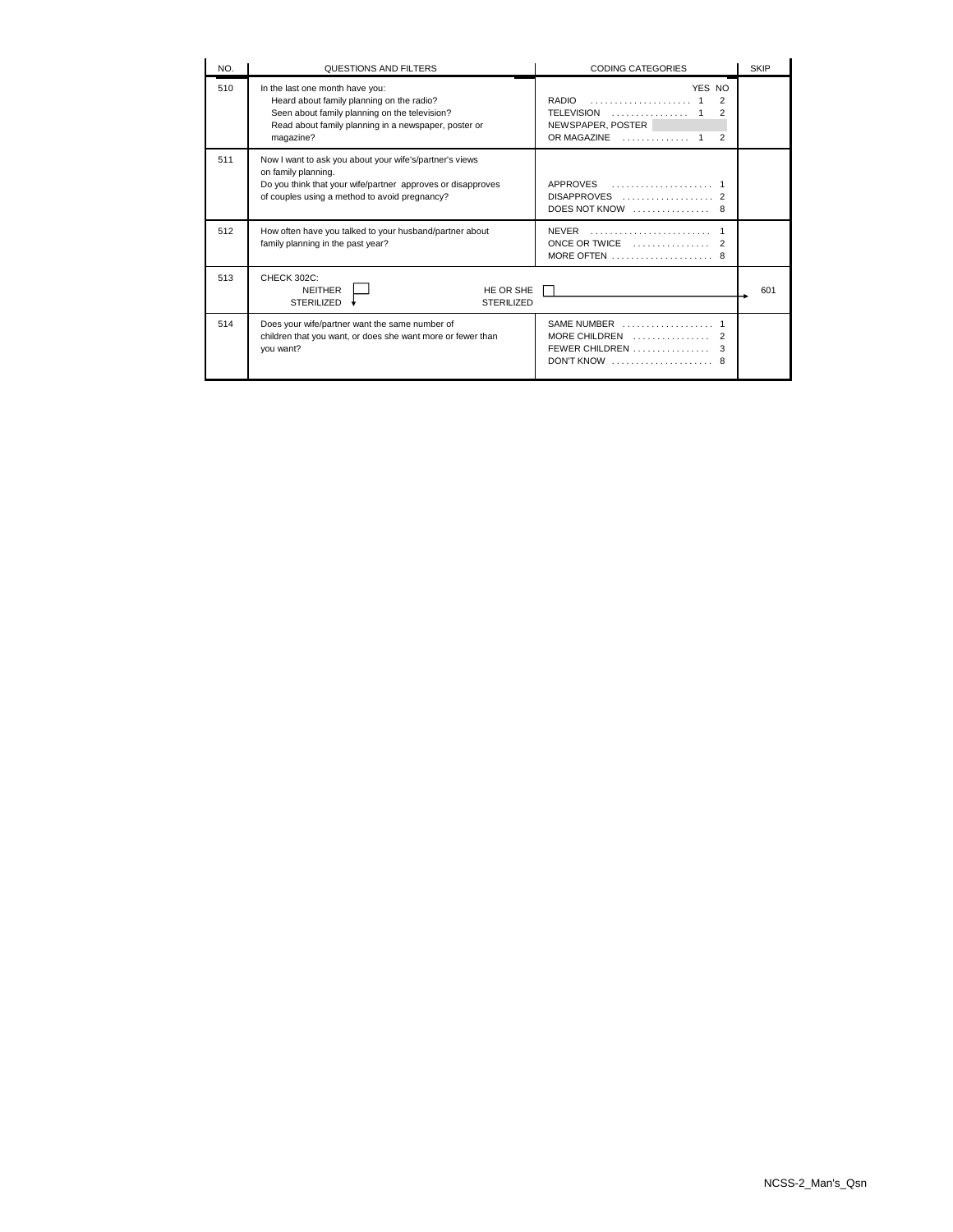| NO. | QUESTIONS AND FILTERS | CODING CATEGORIES | SKIP |
|---|---|---|---|
| 510 | In the last one month have you:<br>Heard about family planning on the radio?<br>Seen about family planning on the television?<br>Read about family planning in a newspaper, poster or magazine? | YES NO<br>RADIO . . . . . . . . . . . . . . . . . . . . . 1 2<br>TELEVISION . . . . . . . . . . . . . . . . 1 2<br>NEWSPAPER, POSTER<br>OR MAGAZINE . . . . . . . . . . . . . . 1 2 | |
| 511 | Now I want to ask you about your wife's/partner's views on family planning.<br>Do you think that your wife/partner approves or disapproves of couples using a method to avoid pregnancy? | APPROVES . . . . . . . . . . . . . . . . . . . . . 1<br>DISAPPROVES . . . . . . . . . . . . . . . . . . . 2<br>DOES NOT KNOW . . . . . . . . . . . . . . . . 8 | |
| 512 | How often have you talked to your husband/partner about family planning in the past year? | NEVER . . . . . . . . . . . . . . . . . . . . . . . . . 1<br>ONCE OR TWICE . . . . . . . . . . . . . . . . 2<br>MORE OFTEN . . . . . . . . . . . . . . . . . . . . . 8 | |
| 513 | CHECK 302C:<br>NEITHER STERILIZED ☐ ↓ HE OR SHE STERILIZED ☐ | | 601 |
| 514 | Does your wife/partner want the same number of children that you want, or does she want more or fewer than you want? | SAME NUMBER . . . . . . . . . . . . . . . . . . . 1<br>MORE CHILDREN . . . . . . . . . . . . . . . . 2<br>FEWER CHILDREN . . . . . . . . . . . . . . . . 3<br>DON'T KNOW . . . . . . . . . . . . . . . . . . . . . 8 | |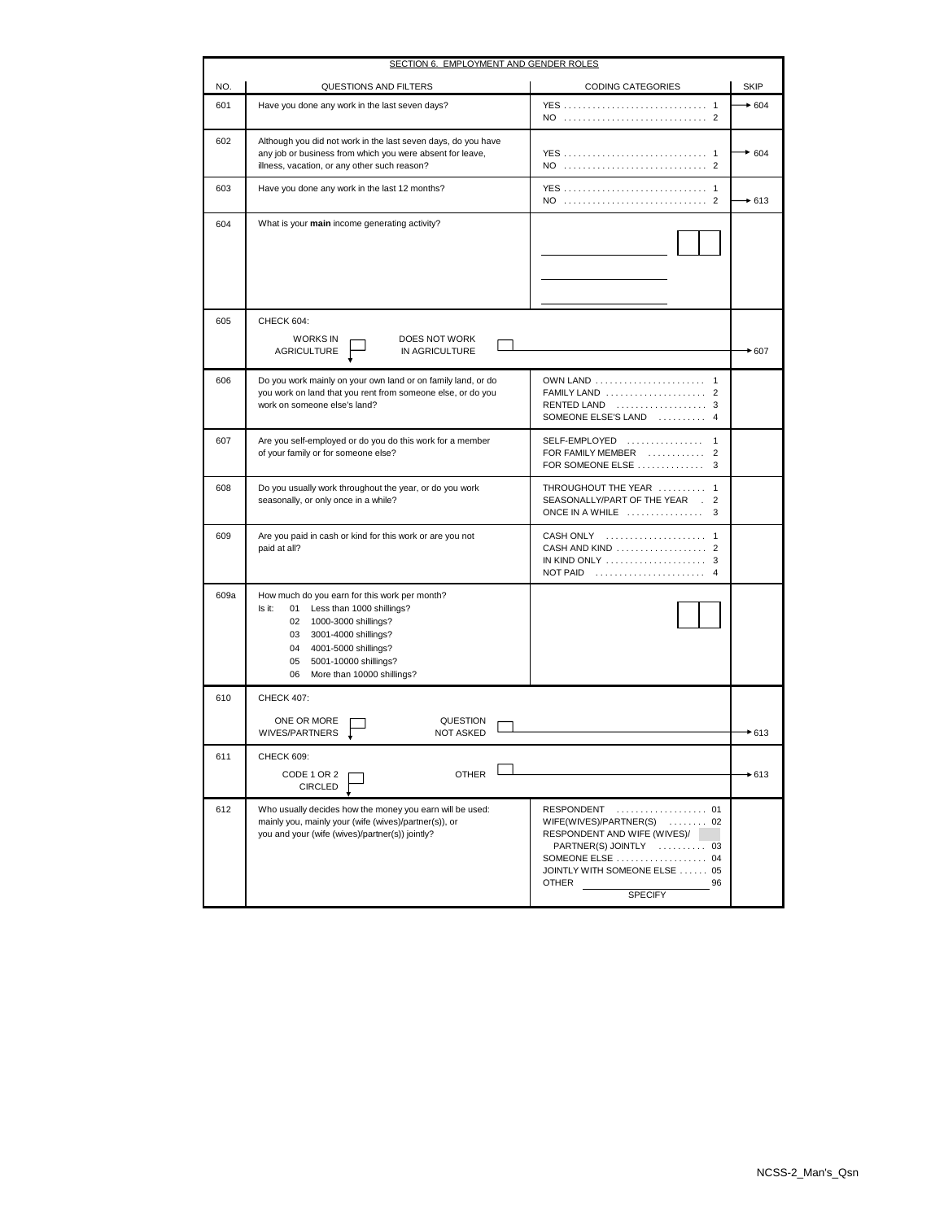## SECTION 6. EMPLOYMENT AND GENDER ROLES

| NO. | QUESTIONS AND FILTERS | CODING CATEGORIES | SKIP |
|---|---|---|---|
| 601 | Have you done any work in the last seven days? | YES ..... 1<br>NO ..... 2 | 1 → 604 |
| 602 | Although you did not work in the last seven days, do you have any job or business from which you were absent for leave, illness, vacation, or any other such reason? | YES ..... 1<br>NO ..... 2 | 1 → 604 |
| 603 | Have you done any work in the last 12 months? | YES ..... 1<br>NO ..... 2 | 2 → 613 |
| 604 | What is your **main** income generating activity? | ______________ [ ][ ]<br>______________<br>______________ | |
| 605 | CHECK 604:<br>WORKS IN AGRICULTURE [ ] ↓ DOES NOT WORK IN AGRICULTURE [ ] | | DOES NOT WORK IN AGRICULTURE → 607 |
| 606 | Do you work mainly on your own land or on family land, or do you work on land that you rent from someone else, or do you work on someone else's land? | OWN LAND ..... 1<br>FAMILY LAND ..... 2<br>RENTED LAND ..... 3<br>SOMEONE ELSE'S LAND ..... 4 | |
| 607 | Are you self-employed or do you do this work for a member of your family or for someone else? | SELF-EMPLOYED ..... 1<br>FOR FAMILY MEMBER ..... 2<br>FOR SOMEONE ELSE ..... 3 | |
| 608 | Do you usually work throughout the year, or do you work seasonally, or only once in a while? | THROUGHOUT THE YEAR ..... 1<br>SEASONALLY/PART OF THE YEAR . 2<br>ONCE IN A WHILE ..... 3 | |
| 609 | Are you paid in cash or kind for this work or are you not paid at all? | CASH ONLY ..... 1<br>CASH AND KIND ..... 2<br>IN KIND ONLY ..... 3<br>NOT PAID ..... 4 | |
| 609a | How much do you earn for this work per month?<br>Is it: 01 Less than 1000 shillings?<br>02 1000-3000 shillings?<br>03 3001-4000 shillings?<br>04 4001-5000 shillings?<br>05 5001-10000 shillings?<br>06 More than 10000 shillings? | [ ][ ] | |
| 610 | CHECK 407:<br>ONE OR MORE WIVES/PARTNERS [ ] ↓ QUESTION NOT ASKED [ ] | | QUESTION NOT ASKED → 613 |
| 611 | CHECK 609:<br>CODE 1 OR 2 CIRCLED [ ] ↓ OTHER [ ] | | OTHER → 613 |
| 612 | Who usually decides how the money you earn will be used: mainly you, mainly your (wife (wives)/partner(s)), or you and your (wife (wives)/partner(s)) jointly? | RESPONDENT ..... 01<br>WIFE(WIVES)/PARTNER(S) ..... 02<br>RESPONDENT AND WIFE (WIVES)/ PARTNER(S) JOINTLY ..... 03<br>SOMEONE ELSE ..... 04<br>JOINTLY WITH SOMEONE ELSE ..... 05<br>OTHER ______________ 96<br>(SPECIFY) | |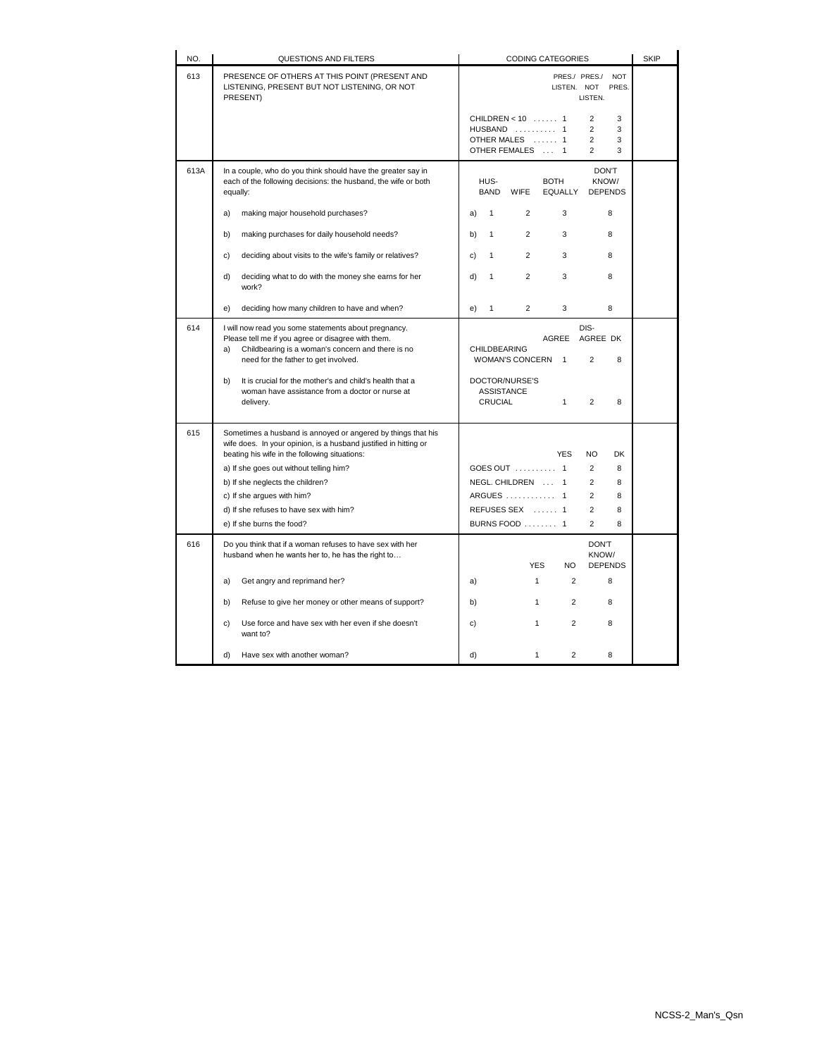| NO. | QUESTIONS AND FILTERS | CODING CATEGORIES | SKIP |
|---|---|---|---|
| 613 | PRESENCE OF OTHERS AT THIS POINT (PRESENT AND LISTENING, PRESENT BUT NOT LISTENING, OR NOT PRESENT) | PRES./ LISTEN. / PRES./ NOT LISTEN. / NOT PRES.<br>CHILDREN < 10 ...... 1 2 3<br>HUSBAND .......... 1 2 3<br>OTHER MALES ...... 1 2 3<br>OTHER FEMALES ... 1 2 3 | |
| 613A | In a couple, who do you think should have the greater say in each of the following decisions: the husband, the wife or both equally: | HUS-BAND / WIFE / BOTH EQUALLY / DON'T KNOW/ DEPENDS | |
| | a) making major household purchases? | a) 1 2 3 8 | |
| | b) making purchases for daily household needs? | b) 1 2 3 8 | |
| | c) deciding about visits to the wife's family or relatives? | c) 1 2 3 8 | |
| | d) deciding what to do with the money she earns for her work? | d) 1 2 3 8 | |
| | e) deciding how many children to have and when? | e) 1 2 3 8 | |
| 614 | I will now read you some statements about pregnancy. Please tell me if you agree or disagree with them. | AGREE / DIS-AGREE / DK | |
| | a) Childbearing is a woman's concern and there is no need for the father to get involved. | CHILDBEARING WOMAN'S CONCERN 1 2 8 | |
| | b) It is crucial for the mother's and child's health that a woman have assistance from a doctor or nurse at delivery. | DOCTOR/NURSE'S ASSISTANCE CRUCIAL 1 2 8 | |
| 615 | Sometimes a husband is annoyed or angered by things that his wife does. In your opinion, is a husband justified in hitting or beating his wife in the following situations: | YES / NO / DK | |
| | a) If she goes out without telling him? | GOES OUT .......... 1 2 8 | |
| | b) If she neglects the children? | NEGL. CHILDREN ... 1 2 8 | |
| | c) If she argues with him? | ARGUES ............ 1 2 8 | |
| | d) If she refuses to have sex with him? | REFUSES SEX ...... 1 2 8 | |
| | e) If she burns the food? | BURNS FOOD ........ 1 2 8 | |
| 616 | Do you think that if a woman refuses to have sex with her husband when he wants her to, he has the right to… | YES / NO / DON'T KNOW/ DEPENDS | |
| | a) Get angry and reprimand her? | a) 1 2 8 | |
| | b) Refuse to give her money or other means of support? | b) 1 2 8 | |
| | c) Use force and have sex with her even if she doesn't want to? | c) 1 2 8 | |
| | d) Have sex with another woman? | d) 1 2 8 | |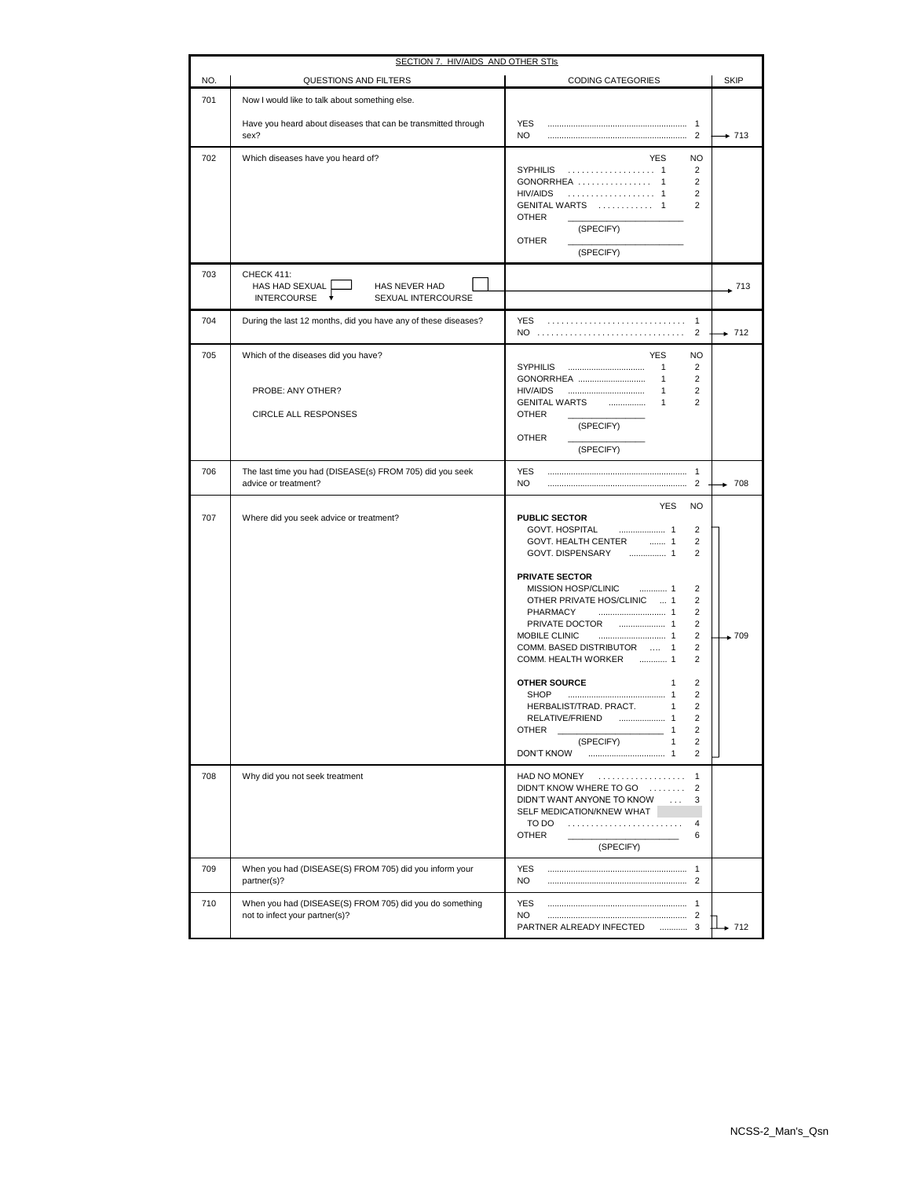## SECTION 7. HIV/AIDS AND OTHER STIs

| NO. | QUESTIONS AND FILTERS | CODING CATEGORIES | SKIP |
|---|---|---|---|
| 701 | Now I would like to talk about something else.<br><br>Have you heard about diseases that can be transmitted through sex? | YES .......... 1<br>NO .......... 2 | <br><br>→ 713 |
| 702 | Which diseases have you heard of? | YES / NO<br>SYPHILIS .......... 1 / 2<br>GONORRHEA .......... 1 / 2<br>HIV/AIDS .......... 1 / 2<br>GENITAL WARTS .......... 1 / 2<br>OTHER ____________ (SPECIFY)<br>OTHER ____________ (SPECIFY) | |
| 703 | CHECK 411:<br>HAS HAD SEXUAL INTERCOURSE ☐ ↓ / HAS NEVER HAD SEXUAL INTERCOURSE ☐ | | → 713 |
| 704 | During the last 12 months, did you have any of these diseases? | YES .......... 1<br>NO .......... 2 | <br>→ 712 |
| 705 | Which of the diseases did you have?<br><br>PROBE: ANY OTHER?<br><br>CIRCLE ALL RESPONSES | YES / NO<br>SYPHILIS .......... 1 / 2<br>GONORRHEA .......... 1 / 2<br>HIV/AIDS .......... 1 / 2<br>GENITAL WARTS .......... 1 / 2<br>OTHER ____________ (SPECIFY)<br>OTHER ____________ (SPECIFY) | |
| 706 | The last time you had (DISEASE(s) FROM 705) did you seek advice or treatment? | YES .......... 1<br>NO .......... 2 | <br>→ 708 |
| 707 | Where did you seek advice or treatment? | YES / NO<br>**PUBLIC SECTOR**<br>GOVT. HOSPITAL .......... 1 / 2<br>GOVT. HEALTH CENTER .......... 1 / 2<br>GOVT. DISPENSARY .......... 1 / 2<br><br>**PRIVATE SECTOR**<br>MISSION HOSP/CLINIC .......... 1 / 2<br>OTHER PRIVATE HOS/CLINIC .......... 1 / 2<br>PHARMACY .......... 1 / 2<br>PRIVATE DOCTOR .......... 1 / 2<br>MOBILE CLINIC .......... 1 / 2<br>COMM. BASED DISTRIBUTOR .......... 1 / 2<br>COMM. HEALTH WORKER .......... 1 / 2<br><br>**OTHER SOURCE** 1 / 2<br>SHOP .......... 1 / 2<br>HERBALIST/TRAD. PRACT. 1 / 2<br>RELATIVE/FRIEND .......... 1 / 2<br>OTHER ____________ 1 / 2<br>(SPECIFY) 1 / 2<br>DON'T KNOW .......... 1 / 2 | → 709 |
| 708 | Why did you not seek treatment | HAD NO MONEY .......... 1<br>DIDN'T KNOW WHERE TO GO .......... 2<br>DIDN'T WANT ANYONE TO KNOW .......... 3<br>SELF MEDICATION/KNEW WHAT TO DO .......... 4<br>OTHER ____________ 6<br>(SPECIFY) | |
| 709 | When you had (DISEASE(S) FROM 705) did you inform your partner(s)? | YES .......... 1<br>NO .......... 2 | |
| 710 | When you had (DISEASE(S) FROM 705) did you do something not to infect your partner(s)? | YES .......... 1<br>NO .......... 2<br>PARTNER ALREADY INFECTED .......... 3 | → 712 |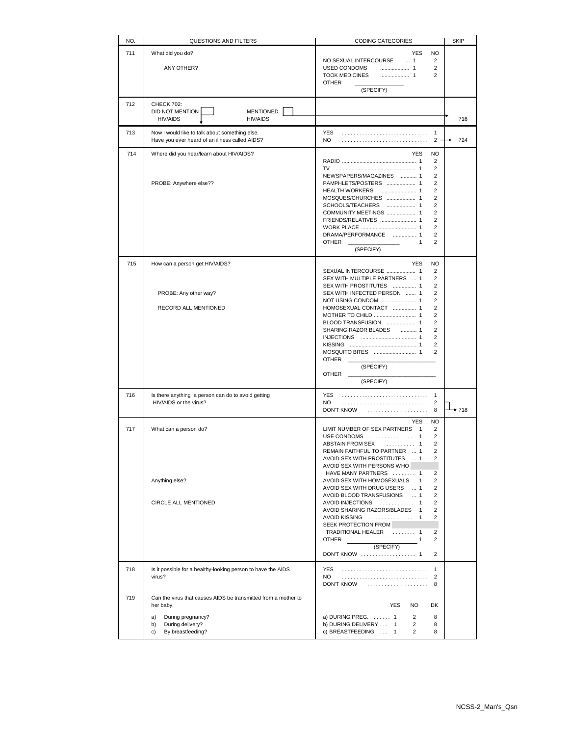| NO. | QUESTIONS AND FILTERS | CODING CATEGORIES | SKIP |
|---|---|---|---|
| 711 | What did you do?<br><br>ANY OTHER? | YES NO<br>NO SEXUAL INTERCOURSE ... 1 2<br>USED CONDOMS .................... 1 2<br>TOOK MEDICINES .................... 1 2<br>OTHER ________________<br>(SPECIFY) | |
| 712 | CHECK 702:<br>DID NOT MENTION HIV/AIDS [ ] ↓ MENTIONED HIV/AIDS [ ] | | 716 |
| 713 | Now I would like to talk about something else.<br>Have you ever heard of an illness called AIDS? | YES ..................................... 1<br>NO ..................................... 2 | → 724 |
| 714 | Where did you hear/learn about HIV/AIDS?<br><br>PROBE: Anywhere else?? | YES NO<br>RADIO ................................................ 1 2<br>TV .................................................... 1 2<br>NEWSPAPERS/MAGAZINES ............ 1 2<br>PAMPHLETS/POSTERS .................... 1 2<br>HEALTH WORKERS ......................... 1 2<br>MOSQUES/CHURCHES .................... 1 2<br>SCHOOLS/TEACHERS .................... 1 2<br>COMMUNITY MEETINGS .................... 1 2<br>FRIENDS/RELATIVES ......................... 1 2<br>WORK PLACE ...................................... 1 2<br>DRAMA/PERFORMANCE ................ 1 2<br>OTHER ________________ 1 2<br>(SPECIFY) | |
| 715 | How can a person get HIV/AIDS?<br><br>PROBE: Any other way?<br><br>RECORD ALL MENTIONED | YES NO<br>SEXUAL INTERCOURSE .................... 1 2<br>SEX WITH MULTIPLE PARTNERS ... 1 2<br>SEX WITH PROSTITUTES ................ 1 2<br>SEX WITH INFECTED PERSON ........ 1 2<br>NOT USING CONDOM ......................... 1 2<br>HOMOSEXUAL CONTACT ................ 1 2<br>MOTHER TO CHILD ............................ 1 2<br>BLOOD TRANSFUSION .................... 1 2<br>SHARING RAZOR BLADES ............ 1 2<br>INJECTIONS ...................................... 1 2<br>KISSING ............................................... 1 2<br>MOSQUITO BITES ............................ 1 2<br>OTHER ____________________________<br>(SPECIFY)<br>OTHER ____________________________<br>(SPECIFY) | |
| 716 | Is there anything a person can do to avoid getting HIV/AIDS or the virus? | YES ..................................... 1<br>NO ..................................... 2<br>DON'T KNOW ......................... 8 | → 718 |
| 717 | What can a person do?<br><br>Anything else?<br><br>CIRCLE ALL MENTIONED | YES NO<br>LIMIT NUMBER OF SEX PARTNERS 1 2<br>USE CONDOMS ................ 1 2<br>ABSTAIN FROM SEX .......... 1 2<br>REMAIN FAITHFUL TO PARTNER ... 1 2<br>AVOID SEX WITH PROSTITUTES ... 1 2<br>AVOID SEX WITH PERSONS WHO HAVE MANY PARTNERS ........ 1 2<br>AVOID SEX WITH HOMOSEXUALS 1 2<br>AVOID SEX WITH DRUG USERS ... 1 2<br>AVOID BLOOD TRANSFUSIONS ... 1 2<br>AVOID INJECTIONS ............ 1 2<br>AVOID SHARING RAZORS/BLADES 1 2<br>AVOID KISSING ................ 1 2<br>SEEK PROTECTION FROM TRADITIONAL HEALER ........ 1 2<br>OTHER ________________ 1 2<br>(SPECIFY)<br>DON'T KNOW ................... 1 2 | |
| 718 | Is it possible for a healthy-looking person to have the AIDS virus? | YES ..................................... 1<br>NO ..................................... 2<br>DON'T KNOW ......................... 8 | |
| 719 | Can the virus that causes AIDS be transmitted from a mother to her baby:<br><br>a) During pregnancy?<br>b) During delivery?<br>c) By breastfeeding? | YES NO DK<br><br>a) DURING PREG. ...... 1 2 8<br>b) DURING DELIVERY ... 1 2 8<br>c) BREASTFEEDING ... 1 2 8 | |

NCSS-2_Man's_Qsn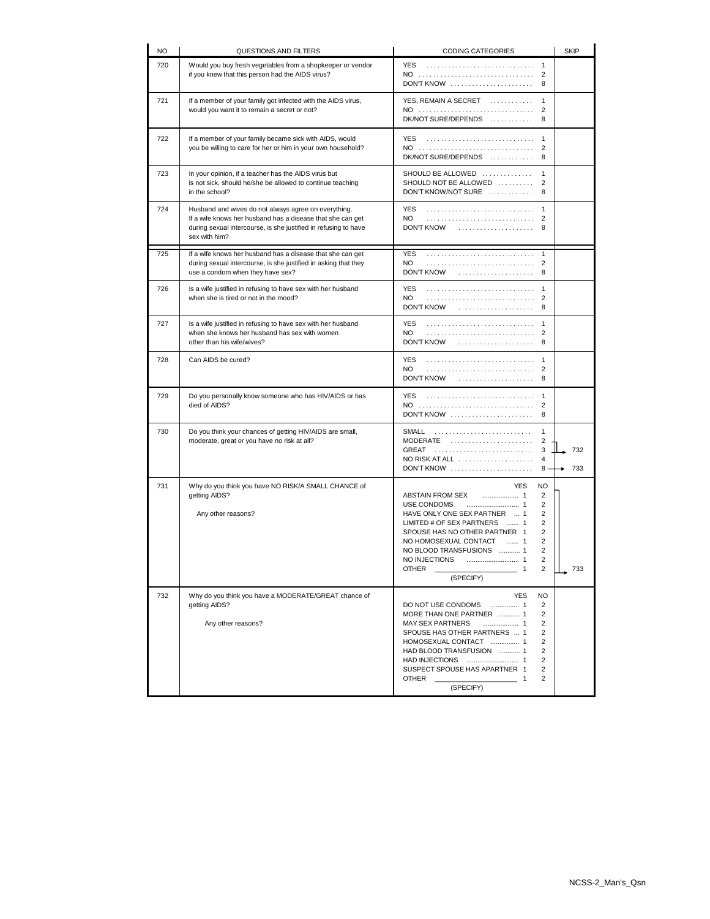| NO. | QUESTIONS AND FILTERS | CODING CATEGORIES | SKIP |
|---|---|---|---|
| 720 | Would you buy fresh vegetables from a shopkeeper or vendor if you knew that this person had the AIDS virus? | YES . . . . . 1<br>NO . . . . . 2<br>DON'T KNOW . . . . . 8 | |
| 721 | If a member of your family got infected with the AIDS virus, would you want it to remain a secret or not? | YES, REMAIN A SECRET . . . . . 1<br>NO . . . . . 2<br>DK/NOT SURE/DEPENDS . . . . . 8 | |
| 722 | If a member of your family became sick with AIDS, would you be willing to care for her or him in your own household? | YES . . . . . 1<br>NO . . . . . 2<br>DK/NOT SURE/DEPENDS . . . . . 8 | |
| 723 | In your opinion, if a teacher has the AIDS virus but is not sick, should he/she be allowed to continue teaching in the school? | SHOULD BE ALLOWED . . . . . 1<br>SHOULD NOT BE ALLOWED . . . . . 2<br>DON'T KNOW/NOT SURE . . . . . 8 | |
| 724 | Husband and wives do not always agree on everything. If a wife knows her husband has a disease that she can get during sexual intercourse, is she justified in refusing to have sex with him? | YES . . . . . 1<br>NO . . . . . 2<br>DON'T KNOW . . . . . 8 | |
| 725 | If a wife knows her husband has a disease that she can get during sexual intercourse, is she justified in asking that they use a condom when they have sex? | YES . . . . . 1<br>NO . . . . . 2<br>DON'T KNOW . . . . . 8 | |
| 726 | Is a wife justified in refusing to have sex with her husband when she is tired or not in the mood? | YES . . . . . 1<br>NO . . . . . 2<br>DON'T KNOW . . . . . 8 | |
| 727 | Is a wife justified in refusing to have sex with her husband when she knows her husband has sex with women other than his wife/wives? | YES . . . . . 1<br>NO . . . . . 2<br>DON'T KNOW . . . . . 8 | |
| 728 | Can AIDS be cured? | YES . . . . . 1<br>NO . . . . . 2<br>DON'T KNOW . . . . . 8 | |
| 729 | Do you personally know someone who has HIV/AIDS or has died of AIDS? | YES . . . . . 1<br>NO . . . . . 2<br>DON'T KNOW . . . . . 8 | |
| 730 | Do you think your chances of getting HIV/AIDS are small, moderate, great or you have no risk at all? | SMALL . . . . . 1<br>MODERATE . . . . . 2<br>GREAT . . . . . 3<br>NO RISK AT ALL . . . . . 4<br>DON'T KNOW . . . . . 8 | 2, 3 → 732<br>8 → 733 |
| 731 | Why do you think you have NO RISK/A SMALL CHANCE of getting AIDS?<br><br>Any other reasons? | (YES / NO)<br>ABSTAIN FROM SEX . . . . . 1 2<br>USE CONDOMS . . . . . 1 2<br>HAVE ONLY ONE SEX PARTNER . . . 1 2<br>LIMITED # OF SEX PARTNERS . . . 1 2<br>SPOUSE HAS NO OTHER PARTNER 1 2<br>NO HOMOSEXUAL CONTACT . . . 1 2<br>NO BLOOD TRANSFUSIONS . . . 1 2<br>NO INJECTIONS . . . . . 1 2<br>OTHER ____________ 1 2<br>(SPECIFY) | → 733 |
| 732 | Why do you think you have a MODERATE/GREAT chance of getting AIDS?<br><br>Any other reasons? | (YES / NO)<br>DO NOT USE CONDOMS . . . . . 1 2<br>MORE THAN ONE PARTNER . . . 1 2<br>MAY SEX PARTNERS . . . . . 1 2<br>SPOUSE HAS OTHER PARTNERS . . . 1 2<br>HOMOSEXUAL CONTACT . . . . . 1 2<br>HAD BLOOD TRANSFUSION . . . 1 2<br>HAD INJECTIONS . . . . . 1 2<br>SUSPECT SPOUSE HAS APARTNER 1 2<br>OTHER ____________ 1 2<br>(SPECIFY) | |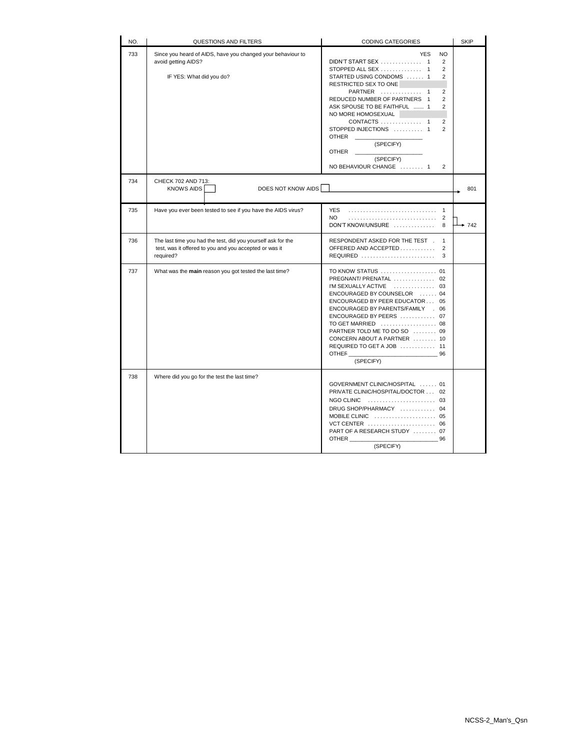| NO. | QUESTIONS AND FILTERS | CODING CATEGORIES | SKIP |
|---|---|---|---|
| 733 | Since you heard of AIDS, have you changed your behaviour to avoid getting AIDS?<br><br>IF YES: What did you do? | YES NO<br>DIDN'T START SEX . . . . . . . . . . . . . 1 2<br>STOPPED ALL SEX . . . . . . . . . . . . . 1 2<br>STARTED USING CONDOMS . . . . . . 1 2<br>RESTRICTED SEX TO ONE<br>PARTNER . . . . . . . . . . . . . 1 2<br>REDUCED NUMBER OF PARTNERS 1 2<br>ASK SPOUSE TO BE FAITHFUL ....... 1 2<br>NO MORE HOMOSEXUAL<br>CONTACTS . . . . . . . . . . . . . 1 2<br>STOPPED INJECTIONS . . . . . . . . . . 1 2<br>OTHER ______________________<br>(SPECIFY)<br>OTHER ______________________<br>(SPECIFY)<br>NO BEHAVIOUR CHANGE . . . . . . . . 1 2 | |
| 734 | CHECK 702 AND 713:<br>KNOWS AIDS ☐ DOES NOT KNOW AIDS ☐ | | 801 |
| 735 | Have you ever been tested to see if you have the AIDS virus? | YES . . . . . . . . . . . . . . . . . . . . . . . . . . . . . 1<br>NO . . . . . . . . . . . . . . . . . . . . . . . . . . . . . 2<br>DON'T KNOW/UNSURE . . . . . . . . . . . . . 8 | 2, 8 → 742 |
| 736 | The last time you had the test, did you yourself ask for the test, was it offered to you and you accepted or was it required? | RESPONDENT ASKED FOR THE TEST . 1<br>OFFERED AND ACCEPTED . . . . . . . . . . . 2<br>REQUIRED . . . . . . . . . . . . . . . . . . . . . . . . 3 | |
| 737 | What was the **main** reason you got tested the last time? | TO KNOW STATUS . . . . . . . . . . . . . . . . . . 01<br>PREGNANT/ PRENATAL . . . . . . . . . . . . . . 02<br>I'M SEXUALLY ACTIVE . . . . . . . . . . . . . . 03<br>ENCOURAGED BY COUNSELOR . . . . . . 04<br>ENCOURAGED BY PEER EDUCATOR . . . 05<br>ENCOURAGED BY PARENTS/FAMILY . 06<br>ENCOURAGED BY PEERS . . . . . . . . . . . . 07<br>TO GET MARRIED . . . . . . . . . . . . . . . . . . 08<br>PARTNER TOLD ME TO DO SO . . . . . . . . 09<br>CONCERN ABOUT A PARTNER . . . . . . . . 10<br>REQUIRED TO GET A JOB . . . . . . . . . . . . 11<br>OTHER ____________________________ 96<br>(SPECIFY) | |
| 738 | Where did you go for the test the last time? | GOVERNMENT CLINIC/HOSPITAL . . . . . . 01<br>PRIVATE CLINIC/HOSPITAL/DOCTOR . . . 02<br>NGO CLINIC . . . . . . . . . . . . . . . . . . . . . . . 03<br>DRUG SHOP/PHARMACY . . . . . . . . . . . . 04<br>MOBILE CLINIC . . . . . . . . . . . . . . . . . . . . . 05<br>VCT CENTER . . . . . . . . . . . . . . . . . . . . . . . 06<br>PART OF A RESEARCH STUDY . . . . . . . . 07<br>OTHER ____________________________ 96<br>(SPECIFY) | |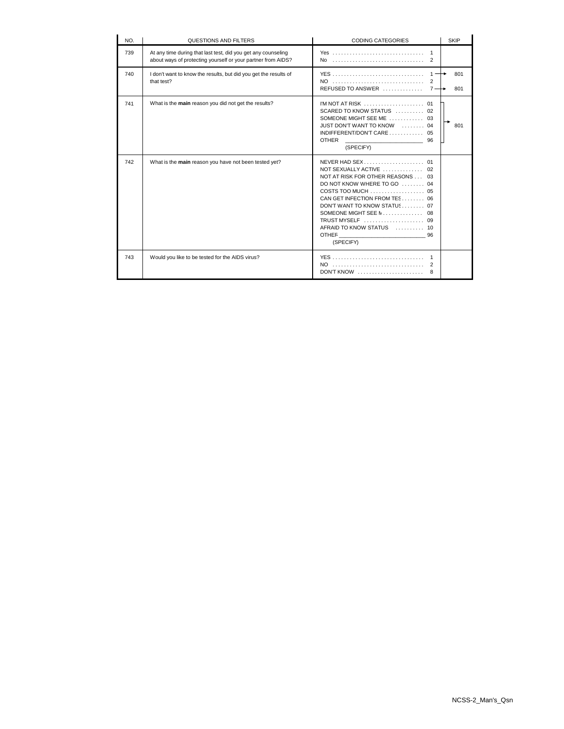| NO. | QUESTIONS AND FILTERS | CODING CATEGORIES | SKIP |
|---|---|---|---|
| 739 | At any time during that last test, did you get any counseling about ways of protecting yourself or your partner from AIDS? | Yes . . . . . . . . . . . . 1<br>No . . . . . . . . . . . . 2 | |
| 740 | I don't want to know the results, but did you get the results of that test? | YES . . . . . . . . . . . . 1<br>NO . . . . . . . . . . . . 2<br>REFUSED TO ANSWER . . . . . . 7 | → 801<br><br>→ 801 |
| 741 | What is the **main** reason you did not get the results? | I'M NOT AT RISK . . . . . . . . 01<br>SCARED TO KNOW STATUS . . . . . 02<br>SOMEONE MIGHT SEE ME . . . . . 03<br>JUST DON'T WANT TO KNOW . . . . 04<br>INDIFFERENT/DON'T CARE . . . . . 05<br>OTHER ______________ 96<br>(SPECIFY) | → 801 |
| 742 | What is the **main** reason you have not been tested yet? | NEVER HAD SEX . . . . . . . . 01<br>NOT SEXUALLY ACTIVE . . . . . . 02<br>NOT AT RISK FOR OTHER REASONS . . . 03<br>DO NOT KNOW WHERE TO GO . . . . 04<br>COSTS TOO MUCH . . . . . . . . 05<br>CAN GET INFECTION FROM TES . . . . 06<br>DON'T WANT TO KNOW STATUS . . . . 07<br>SOMEONE MIGHT SEE M . . . . . . 08<br>TRUST MYSELF . . . . . . . . 09<br>AFRAID TO KNOW STATUS . . . . . 10<br>OTHER ______________ 96<br>(SPECIFY) | |
| 743 | Would you like to be tested for the AIDS virus? | YES . . . . . . . . . . . . 1<br>NO . . . . . . . . . . . . 2<br>DON'T KNOW . . . . . . . . . 8 | |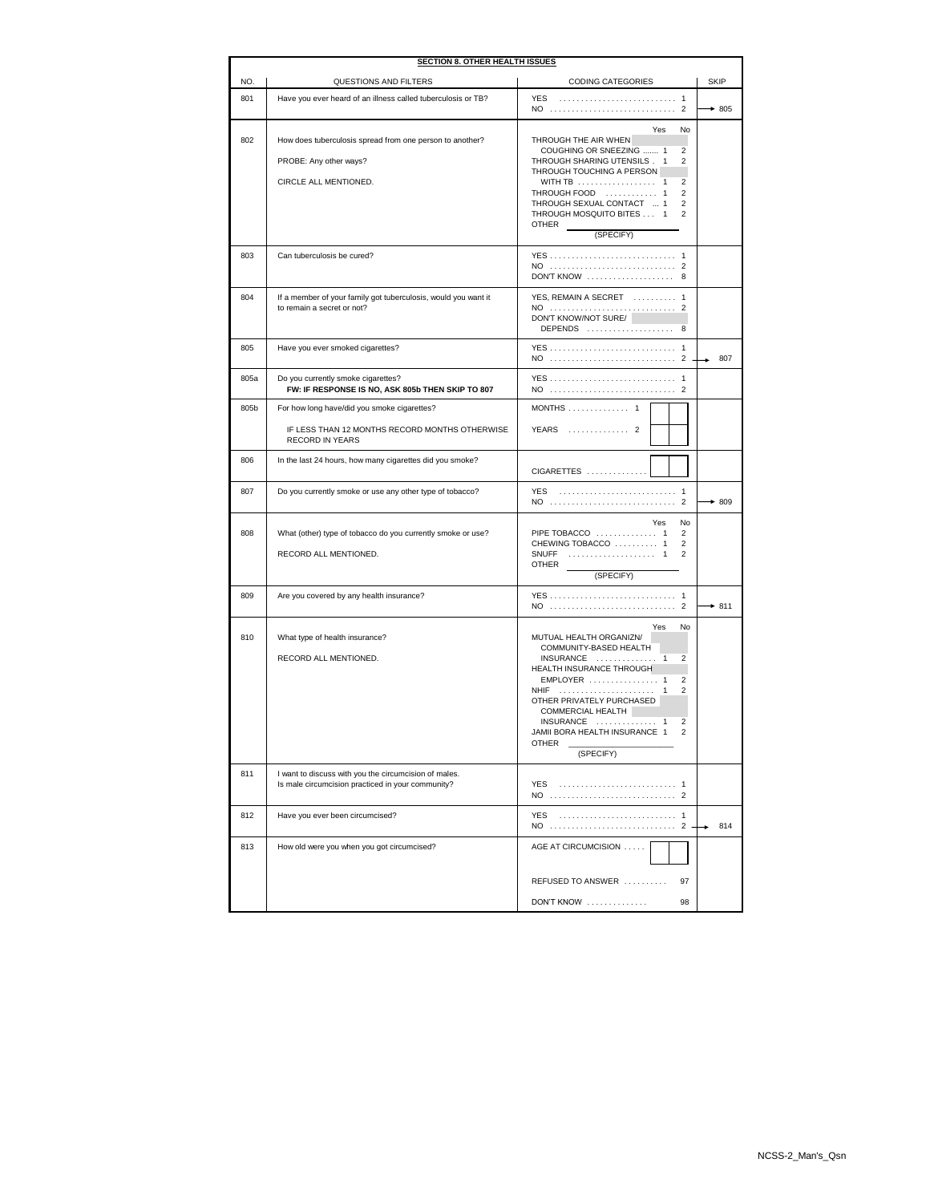## SECTION 8. OTHER HEALTH ISSUES

| NO. | QUESTIONS AND FILTERS | CODING CATEGORIES | SKIP |
|---|---|---|---|
| 801 | Have you ever heard of an illness called tuberculosis or TB? | YES . . . . . 1<br>NO . . . . . 2 | NO → 805 |
| 802 | How does tuberculosis spread from one person to another?<br><br>PROBE: Any other ways?<br><br>CIRCLE ALL MENTIONED. | Yes / No<br>THROUGH THE AIR WHEN COUGHING OR SNEEZING . . . 1 / 2<br>THROUGH SHARING UTENSILS . 1 / 2<br>THROUGH TOUCHING A PERSON WITH TB . . . 1 / 2<br>THROUGH FOOD . . . 1 / 2<br>THROUGH SEXUAL CONTACT . . . 1 / 2<br>THROUGH MOSQUITO BITES . . . 1 / 2<br>OTHER ______ (SPECIFY) | |
| 803 | Can tuberculosis be cured? | YES . . . . . 1<br>NO . . . . . 2<br>DON'T KNOW . . . . . 8 | |
| 804 | If a member of your family got tuberculosis, would you want it to remain a secret or not? | YES, REMAIN A SECRET . . . . . 1<br>NO . . . . . 2<br>DON'T KNOW/NOT SURE/ DEPENDS . . . . . 8 | |
| 805 | Have you ever smoked cigarettes? | YES . . . . . 1<br>NO . . . . . 2 | NO → 807 |
| 805a | Do you currently smoke cigarettes?<br>**FW: IF RESPONSE IS NO, ASK 805b THEN SKIP TO 807** | YES . . . . . 1<br>NO . . . . . 2 | |
| 805b | For how long have/did you smoke cigarettes?<br><br>IF LESS THAN 12 MONTHS RECORD MONTHS OTHERWISE RECORD IN YEARS | MONTHS . . . . . 1 [ ][ ]<br>YEARS . . . . . 2 [ ][ ] | |
| 806 | In the last 24 hours, how many cigarettes did you smoke? | CIGARETTES . . . . . [ ][ ] | |
| 807 | Do you currently smoke or use any other type of tobacco? | YES . . . . . 1<br>NO . . . . . 2 | NO → 809 |
| 808 | What (other) type of tobacco do you currently smoke or use?<br><br>RECORD ALL MENTIONED. | Yes / No<br>PIPE TOBACCO . . . . . 1 / 2<br>CHEWING TOBACCO . . . . . 1 / 2<br>SNUFF . . . . . 1 / 2<br>OTHER ______ (SPECIFY) | |
| 809 | Are you covered by any health insurance? | YES . . . . . 1<br>NO . . . . . 2 | NO → 811 |
| 810 | What type of health insurance?<br><br>RECORD ALL MENTIONED. | Yes / No<br>MUTUAL HEALTH ORGANIZN/ COMMUNITY-BASED HEALTH INSURANCE . . . . . 1 / 2<br>HEALTH INSURANCE THROUGH EMPLOYER . . . . . 1 / 2<br>NHIF . . . . . 1 / 2<br>OTHER PRIVATELY PURCHASED COMMERCIAL HEALTH INSURANCE . . . . . 1 / 2<br>JAMII BORA HEALTH INSURANCE 1 / 2<br>OTHER ______ (SPECIFY) | |
| 811 | I want to discuss with you the circumcision of males.<br>Is male circumcision practiced in your community? | YES . . . . . 1<br>NO . . . . . 2 | |
| 812 | Have you ever been circumcised? | YES . . . . . 1<br>NO . . . . . 2 | NO → 814 |
| 813 | How old were you when you got circumcised? | AGE AT CIRCUMCISION . . . . . [ ][ ]<br><br>REFUSED TO ANSWER . . . . . 97<br><br>DON'T KNOW . . . . . 98 | |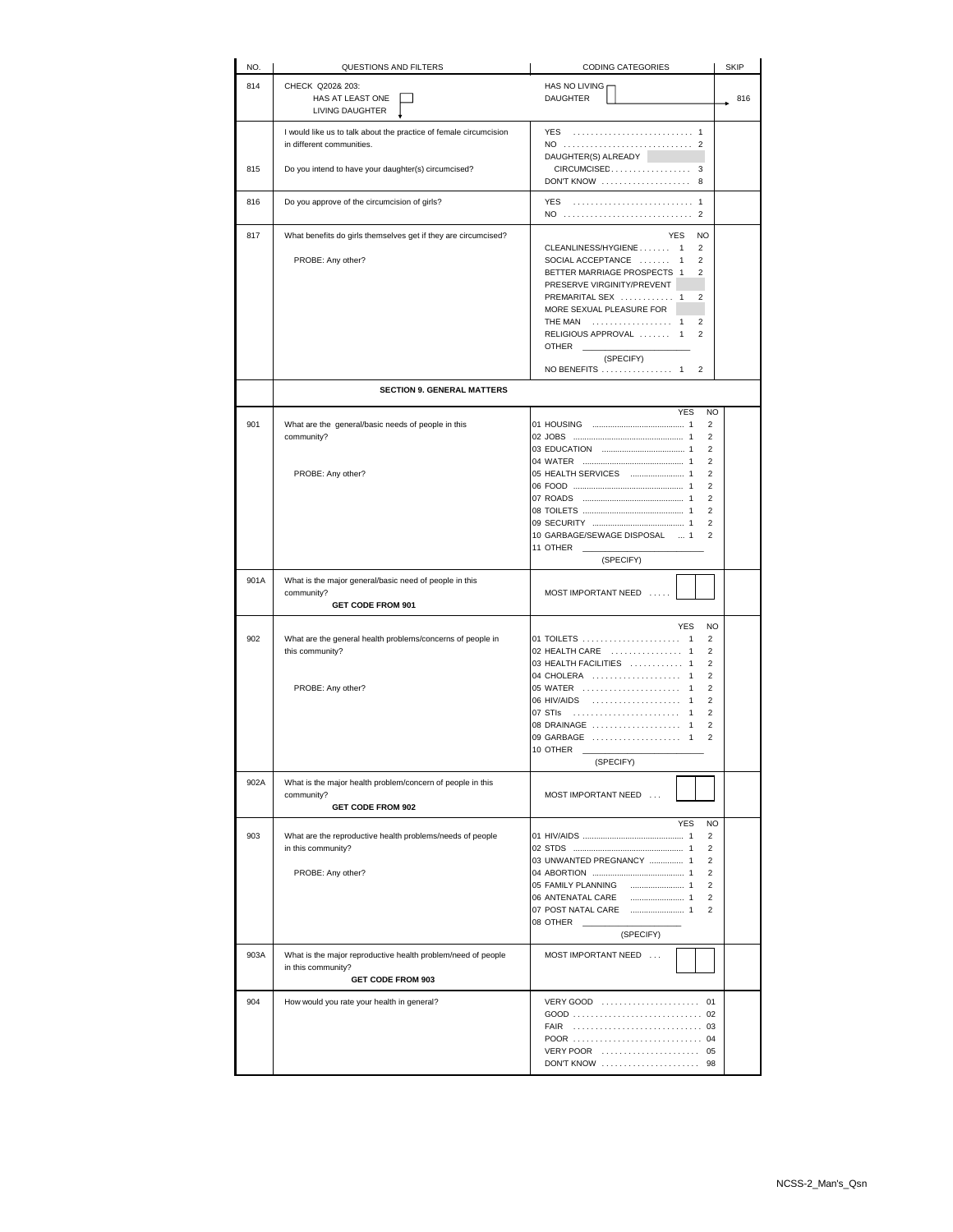| NO. | QUESTIONS AND FILTERS | CODING CATEGORIES | SKIP |
|---|---|---|---|
| 814 | CHECK Q202& 203:<br>HAS AT LEAST ONE LIVING DAUGHTER ☐ | HAS NO LIVING DAUGHTER ☐ | 816 |
| 815 | I would like us to talk about the practice of female circumcision in different communities.<br><br>Do you intend to have your daughter(s) circumcised? | YES . . . . . . . . . . . . . . . . . . . . . . . . . . . 1<br>NO . . . . . . . . . . . . . . . . . . . . . . . . . . . . . 2<br>DAUGHTER(S) ALREADY<br>CIRCUMCISED. . . . . . . . . . . . . . . . . . 3<br>DON'T KNOW . . . . . . . . . . . . . . . . . . . . 8 | |
| 816 | Do you approve of the circumcision of girls? | YES . . . . . . . . . . . . . . . . . . . . . . . . . . . 1<br>NO . . . . . . . . . . . . . . . . . . . . . . . . . . . . . 2 | |
| 817 | What benefits do girls themselves get if they are circumcised?<br><br>PROBE: Any other? | YES NO<br>CLEANLINESS/HYGIENE . . . . . . . 1 2<br>SOCIAL ACCEPTANCE . . . . . . . 1 2<br>BETTER MARRIAGE PROSPECTS 1 2<br>PRESERVE VIRGINITY/PREVENT<br>PREMARITAL SEX . . . . . . . . . . . . 1 2<br>MORE SEXUAL PLEASURE FOR<br>THE MAN . . . . . . . . . . . . . . . . . . 1 2<br>RELIGIOUS APPROVAL . . . . . . . 1 2<br>OTHER \_\_\_\_\_\_\_\_\_\_\_\_\_\_\_\_\_\_<br>(SPECIFY)<br>NO BENEFITS . . . . . . . . . . . . . . . . 1 2 | |
| | **SECTION 9. GENERAL MATTERS** | | |
| 901 | What are the general/basic needs of people in this community?<br><br>PROBE: Any other? | YES NO<br>01 HOUSING . . . . . . . . . . . . . . . . 1 2<br>02 JOBS . . . . . . . . . . . . . . . . 1 2<br>03 EDUCATION . . . . . . . . . . . . . . . . 1 2<br>04 WATER . . . . . . . . . . . . . . . . 1 2<br>05 HEALTH SERVICES . . . . . . . . . . 1 2<br>06 FOOD . . . . . . . . . . . . . . . . 1 2<br>07 ROADS . . . . . . . . . . . . . . . . 1 2<br>08 TOILETS . . . . . . . . . . . . . . . . 1 2<br>09 SECURITY . . . . . . . . . . . . . . . . 1 2<br>10 GARBAGE/SEWAGE DISPOSAL ... 1 2<br>11 OTHER \_\_\_\_\_\_\_\_\_\_\_\_\_\_\_\_\_\_<br>(SPECIFY) | |
| 901A | What is the major general/basic need of people in this community?<br>**GET CODE FROM 901** | MOST IMPORTANT NEED . . . . . ☐☐ | |
| 902 | What are the general health problems/concerns of people in this community?<br><br>PROBE: Any other? | YES NO<br>01 TOILETS . . . . . . . . . . . . . . . . . . . . . . 1 2<br>02 HEALTH CARE . . . . . . . . . . . . . . . . 1 2<br>03 HEALTH FACILITIES . . . . . . . . . . . . 1 2<br>04 CHOLERA . . . . . . . . . . . . . . . . . . . . 1 2<br>05 WATER . . . . . . . . . . . . . . . . . . . . . . 1 2<br>06 HIV/AIDS . . . . . . . . . . . . . . . . . . . . 1 2<br>07 STIs . . . . . . . . . . . . . . . . . . . . . . . . 1 2<br>08 DRAINAGE . . . . . . . . . . . . . . . . . . . . 1 2<br>09 GARBAGE . . . . . . . . . . . . . . . . . . . . 1 2<br>10 OTHER \_\_\_\_\_\_\_\_\_\_\_\_\_\_\_\_\_\_<br>(SPECIFY) | |
| 902A | What is the major health problem/concern of people in this community?<br>**GET CODE FROM 902** | MOST IMPORTANT NEED . . . ☐☐ | |
| 903 | What are the reproductive health problems/needs of people in this community?<br><br>PROBE: Any other? | YES NO<br>01 HIV/AIDS . . . . . . . . . . . . . . . . 1 2<br>02 STDS . . . . . . . . . . . . . . . . 1 2<br>03 UNWANTED PREGNANCY . . . . . . . . 1 2<br>04 ABORTION . . . . . . . . . . . . . . . . 1 2<br>05 FAMILY PLANNING . . . . . . . . . . 1 2<br>06 ANTENATAL CARE . . . . . . . . . . 1 2<br>07 POST NATAL CARE . . . . . . . . . . 1 2<br>08 OTHER \_\_\_\_\_\_\_\_\_\_\_\_\_\_\_\_\_\_<br>(SPECIFY) | |
| 903A | What is the major reproductive health problem/need of people in this community?<br>**GET CODE FROM 903** | MOST IMPORTANT NEED . . . ☐☐ | |
| 904 | How would you rate your health in general? | VERY GOOD . . . . . . . . . . . . . . . . . . . . . . 01<br>GOOD . . . . . . . . . . . . . . . . . . . . . . . . . . . . 02<br>FAIR . . . . . . . . . . . . . . . . . . . . . . . . . . . . 03<br>POOR . . . . . . . . . . . . . . . . . . . . . . . . . . . . 04<br>VERY POOR . . . . . . . . . . . . . . . . . . . . . . 05<br>DON'T KNOW . . . . . . . . . . . . . . . . . . . . . . 98 | |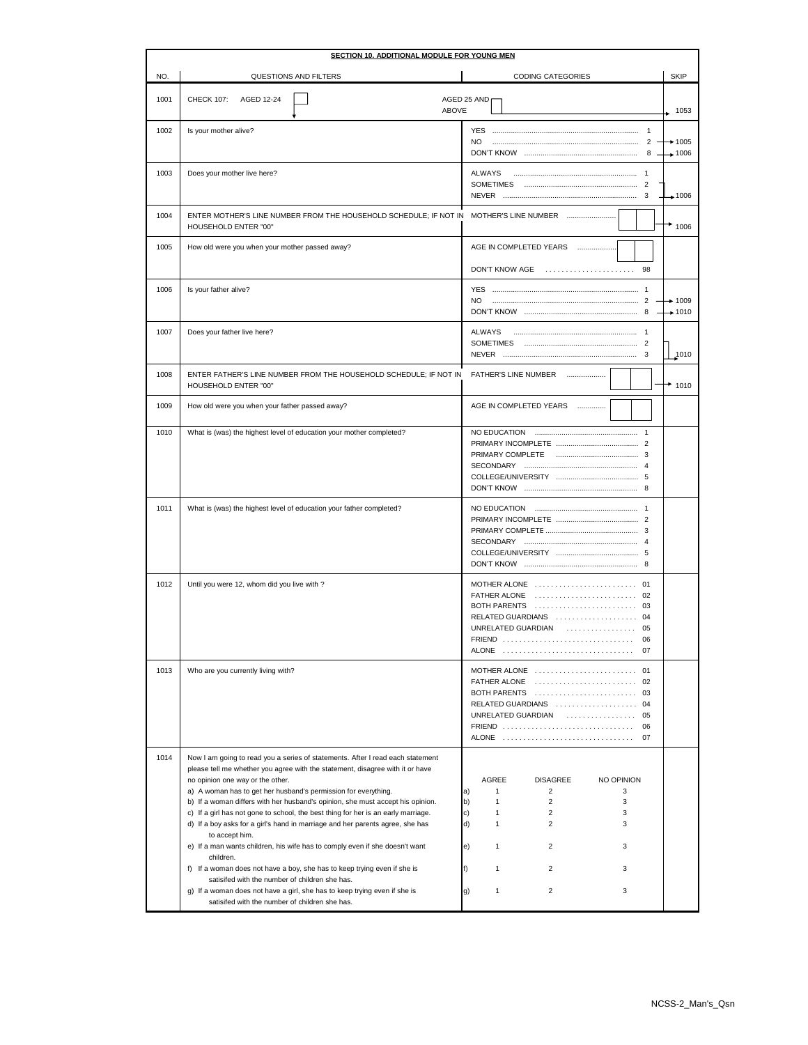## SECTION 10. ADDITIONAL MODULE FOR YOUNG MEN

| NO. | QUESTIONS AND FILTERS | CODING CATEGORIES | SKIP |
|---|---|---|---|
| 1001 | CHECK 107: AGED 12-24 ☐ | AGED 25 AND ABOVE ☐ | → 1053 |
| 1002 | Is your mother alive? | YES ..... 1<br>NO ..... 2<br>DON'T KNOW ..... 8 | <br>→ 1005<br>→ 1006 |
| 1003 | Does your mother live here? | ALWAYS ..... 1<br>SOMETIMES ..... 2<br>NEVER ..... 3 | <br><br>→ 1006 |
| 1004 | ENTER MOTHER'S LINE NUMBER FROM THE HOUSEHOLD SCHEDULE; IF NOT IN HOUSEHOLD ENTER "00" | MOTHER'S LINE NUMBER ..... ☐☐ | → 1006 |
| 1005 | How old were you when your mother passed away? | AGE IN COMPLETED YEARS ..... ☐☐<br>DON'T KNOW AGE ..... 98 | |
| 1006 | Is your father alive? | YES ..... 1<br>NO ..... 2<br>DON'T KNOW ..... 8 | <br>→ 1009<br>→ 1010 |
| 1007 | Does your father live here? | ALWAYS ..... 1<br>SOMETIMES ..... 2<br>NEVER ..... 3 | <br><br>→ 1010 |
| 1008 | ENTER FATHER'S LINE NUMBER FROM THE HOUSEHOLD SCHEDULE; IF NOT IN HOUSEHOLD ENTER "00" | FATHER'S LINE NUMBER ..... ☐☐ | → 1010 |
| 1009 | How old were you when your father passed away? | AGE IN COMPLETED YEARS ..... ☐☐ | |
| 1010 | What is (was) the highest level of education your mother completed? | NO EDUCATION ..... 1<br>PRIMARY INCOMPLETE ..... 2<br>PRIMARY COMPLETE ..... 3<br>SECONDARY ..... 4<br>COLLEGE/UNIVERSITY ..... 5<br>DON'T KNOW ..... 8 | |
| 1011 | What is (was) the highest level of education your father completed? | NO EDUCATION ..... 1<br>PRIMARY INCOMPLETE ..... 2<br>PRIMARY COMPLETE ..... 3<br>SECONDARY ..... 4<br>COLLEGE/UNIVERSITY ..... 5<br>DON'T KNOW ..... 8 | |
| 1012 | Until you were 12, whom did you live with ? | MOTHER ALONE ..... 01<br>FATHER ALONE ..... 02<br>BOTH PARENTS ..... 03<br>RELATED GUARDIANS ..... 04<br>UNRELATED GUARDIAN ..... 05<br>FRIEND ..... 06<br>ALONE ..... 07 | |
| 1013 | Who are you currently living with? | MOTHER ALONE ..... 01<br>FATHER ALONE ..... 02<br>BOTH PARENTS ..... 03<br>RELATED GUARDIANS ..... 04<br>UNRELATED GUARDIAN ..... 05<br>FRIEND ..... 06<br>ALONE ..... 07 | |
| 1014 | Now I am going to read you a series of statements. After I read each statement please tell me whether you agree with the statement, disagree with it or have no opinion one way or the other.<br>a) A woman has to get her husband's permission for everything.<br>b) If a woman differs with her husband's opinion, she must accept his opinion.<br>c) If a girl has not gone to school, the best thing for her is an early marriage.<br>d) If a boy asks for a girl's hand in marriage and her parents agree, she has to accept him.<br>e) If a man wants children, his wife has to comply even if she doesn't want children.<br>f) If a woman does not have a boy, she has to keep trying even if she is satisifed with the number of children she has.<br>g) If a woman does not have a girl, she has to keep trying even if she is satisifed with the number of children she has. | AGREE / DISAGREE / NO OPINION<br>a) 1 2 3<br>b) 1 2 3<br>c) 1 2 3<br>d) 1 2 3<br>e) 1 2 3<br>f) 1 2 3<br>g) 1 2 3 | |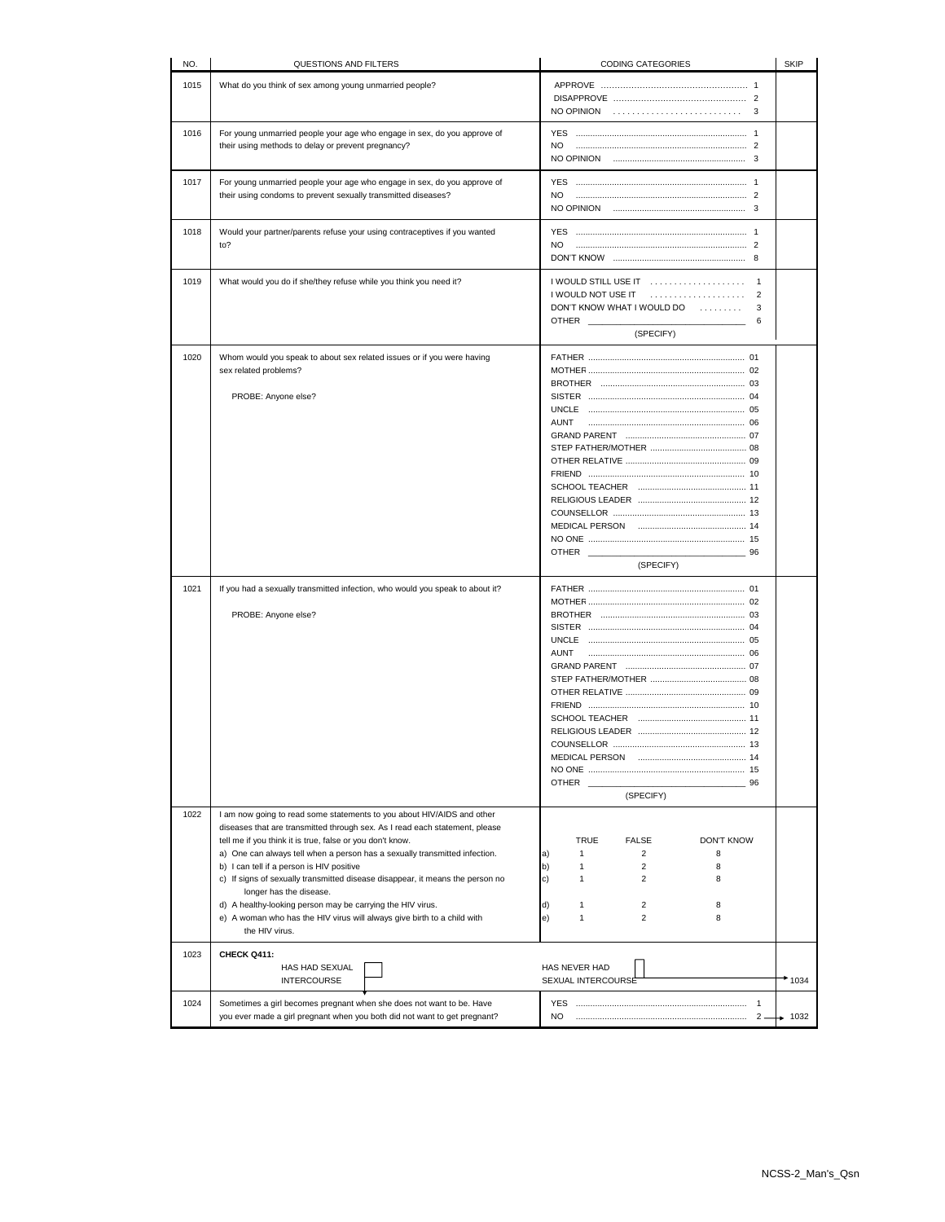| NO. | QUESTIONS AND FILTERS | CODING CATEGORIES | SKIP |
|---|---|---|---|
| 1015 | What do you think of sex among young unmarried people? | APPROVE ..... 1<br>DISAPPROVE ..... 2<br>NO OPINION ..... 3 | |
| 1016 | For young unmarried people your age who engage in sex, do you approve of their using methods to delay or prevent pregnancy? | YES ..... 1<br>NO ..... 2<br>NO OPINION ..... 3 | |
| 1017 | For young unmarried people your age who engage in sex, do you approve of their using condoms to prevent sexually transmitted diseases? | YES ..... 1<br>NO ..... 2<br>NO OPINION ..... 3 | |
| 1018 | Would your partner/parents refuse your using contraceptives if you wanted to? | YES ..... 1<br>NO ..... 2<br>DON'T KNOW ..... 8 | |
| 1019 | What would you do if she/they refuse while you think you need it? | I WOULD STILL USE IT ..... 1<br>I WOULD NOT USE IT ..... 2<br>DON'T KNOW WHAT I WOULD DO ..... 3<br>OTHER ______ 6<br>(SPECIFY) | |
| 1020 | Whom would you speak to about sex related issues or if you were having sex related problems?<br><br>PROBE: Anyone else? | FATHER ..... 01<br>MOTHER ..... 02<br>BROTHER ..... 03<br>SISTER ..... 04<br>UNCLE ..... 05<br>AUNT ..... 06<br>GRAND PARENT ..... 07<br>STEP FATHER/MOTHER ..... 08<br>OTHER RELATIVE ..... 09<br>FRIEND ..... 10<br>SCHOOL TEACHER ..... 11<br>RELIGIOUS LEADER ..... 12<br>COUNSELLOR ..... 13<br>MEDICAL PERSON ..... 14<br>NO ONE ..... 15<br>OTHER ______ 96<br>(SPECIFY) | |
| 1021 | If you had a sexually transmitted infection, who would you speak to about it?<br><br>PROBE: Anyone else? | FATHER ..... 01<br>MOTHER ..... 02<br>BROTHER ..... 03<br>SISTER ..... 04<br>UNCLE ..... 05<br>AUNT ..... 06<br>GRAND PARENT ..... 07<br>STEP FATHER/MOTHER ..... 08<br>OTHER RELATIVE ..... 09<br>FRIEND ..... 10<br>SCHOOL TEACHER ..... 11<br>RELIGIOUS LEADER ..... 12<br>COUNSELLOR ..... 13<br>MEDICAL PERSON ..... 14<br>NO ONE ..... 15<br>OTHER ______ 96<br>(SPECIFY) | |
| 1022 | I am now going to read some statements to you about HIV/AIDS and other diseases that are transmitted through sex. As I read each statement, please tell me if you think it is true, false or you don't know.<br>a) One can always tell when a person has a sexually transmitted infection.<br>b) I can tell if a person is HIV positive<br>c) If signs of sexually transmitted disease disappear, it means the person no longer has the disease.<br>d) A healthy-looking person may be carrying the HIV virus.<br>e) A woman who has the HIV virus will always give birth to a child with the HIV virus. | TRUE / FALSE / DON'T KNOW<br>a) 1 / 2 / 8<br>b) 1 / 2 / 8<br>c) 1 / 2 / 8<br>d) 1 / 2 / 8<br>e) 1 / 2 / 8 | |
| 1023 | **CHECK Q411:**<br>HAS HAD SEXUAL INTERCOURSE ☐ | HAS NEVER HAD SEXUAL INTERCOURSE ☐ | → 1034 |
| 1024 | Sometimes a girl becomes pregnant when she does not want to be. Have you ever made a girl pregnant when you both did not want to get pregnant? | YES ..... 1<br>NO ..... 2 | 2 → 1032 |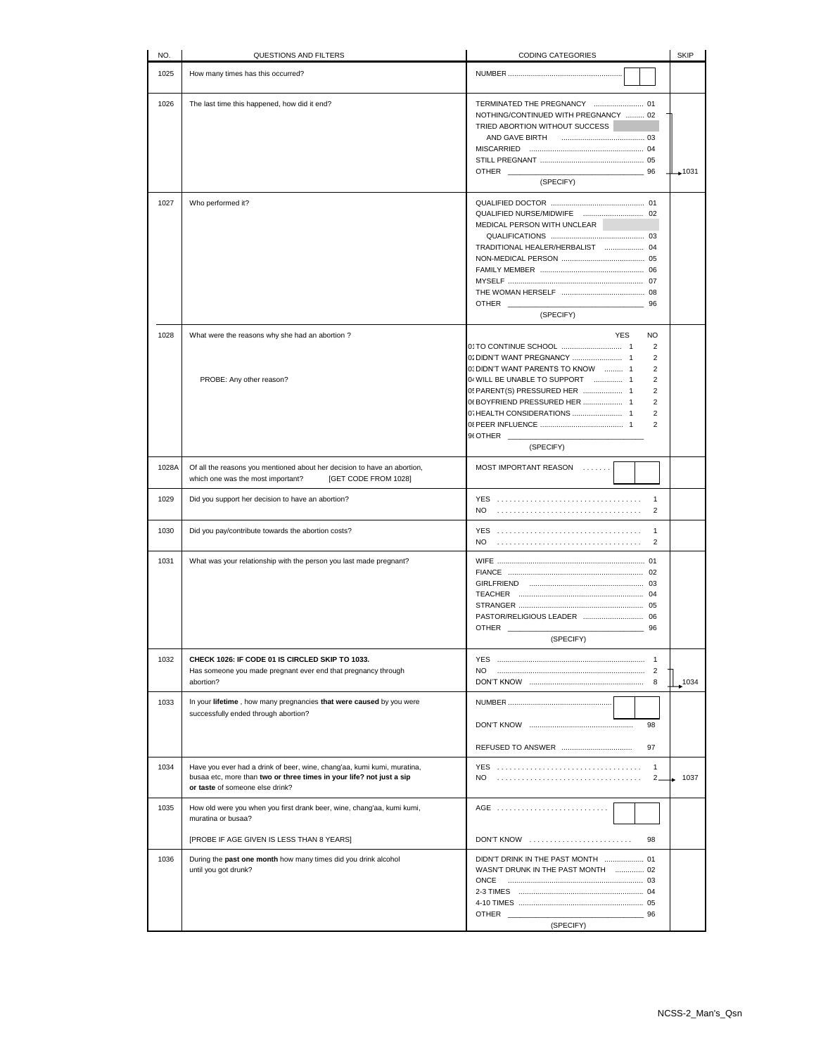| NO. | QUESTIONS AND FILTERS | CODING CATEGORIES | SKIP |
|---|---|---|---|
| 1025 | How many times has this occurred? | NUMBER ........................................ | |
| 1026 | The last time this happened, how did it end? | TERMINATED THE PREGNANCY ........................ 01<br>NOTHING/CONTINUED WITH PREGNANCY ......... 02<br>TRIED ABORTION WITHOUT SUCCESS<br>AND GAVE BIRTH ........................................ 03<br>MISCARRIED ...................................................... 04<br>STILL PREGNANT ................................................ 05<br>OTHER ________________________________ 96<br>(SPECIFY) | 02–96 → 1031 |
| 1027 | Who performed it? | QUALIFIED DOCTOR ............................................ 01<br>QUALIFIED NURSE/MIDWIFE ............................ 02<br>MEDICAL PERSON WITH UNCLEAR<br>QUALIFICATIONS ............................................ 03<br>TRADITIONAL HEALER/HERBALIST .................. 04<br>NON-MEDICAL PERSON ........................................ 05<br>FAMILY MEMBER .................................................. 06<br>MYSELF .................................................................. 07<br>THE WOMAN HERSELF ........................................ 08<br>OTHER ________________________________ 96<br>(SPECIFY) | |
| 1028 | What were the reasons why she had an abortion ?<br><br>PROBE: Any other reason? | YES / NO<br>01 TO CONTINUE SCHOOL ............................ 1 2<br>02 DIDN'T WANT PREGNANCY ........................ 1 2<br>03 DIDN'T WANT PARENTS TO KNOW ......... 1 2<br>04 WILL BE UNABLE TO SUPPORT ............. 1 2<br>05 PARENT(S) PRESSURED HER ................... 1 2<br>06 BOYFRIEND PRESSURED HER ................... 1 2<br>07 HEALTH CONSIDERATIONS ........................ 1 2<br>08 PEER INFLUENCE ........................................ 1 2<br>96 OTHER ________________________________<br>(SPECIFY) | |
| 1028A | Of all the reasons you mentioned about her decision to have an abortion, which one was the most important? [GET CODE FROM 1028] | MOST IMPORTANT REASON ....... | |
| 1029 | Did you support her decision to have an abortion? | YES ................................... 1<br>NO ................................... 2 | |
| 1030 | Did you pay/contribute towards the abortion costs? | YES ................................... 1<br>NO ................................... 2 | |
| 1031 | What was your relationship with the person you last made pregnant? | WIFE ...................................................................... 01<br>FIANCE ................................................................ 02<br>GIRLFRIEND ...................................................... 03<br>TEACHER .......................................................... 04<br>STRANGER .......................................................... 05<br>PASTOR/RELIGIOUS LEADER ............................ 06<br>OTHER ________________________________ 96<br>(SPECIFY) | |
| 1032 | **CHECK 1026: IF CODE 01 IS CIRCLED SKIP TO 1033.**<br>Has someone you made pregnant ever end that pregnancy through abortion? | YES ...................................................................... 1<br>NO ...................................................................... 2<br>DON'T KNOW ...................................................... 8 | 2, 8 → 1034 |
| 1033 | In your **lifetime** , how many pregnancies **that were caused** by you were successfully ended through abortion? | NUMBER ................................................<br><br>DON'T KNOW ................................................ 98<br><br>REFUSED TO ANSWER ................................ 97 | |
| 1034 | Have you ever had a drink of beer, wine, chang'aa, kumi kumi, muratina, busaa etc, more than **two or three times in your life? not just a sip or taste** of someone else drink? | YES ................................... 1<br>NO ................................... 2 | 2 → 1037 |
| 1035 | How old were you when you first drank beer, wine, chang'aa, kumi kumi, muratina or busaa?<br><br>[PROBE IF AGE GIVEN IS LESS THAN 8 YEARS] | AGE ...........................<br><br>DON'T KNOW ......................... 98 | |
| 1036 | During the **past one month** how many times did you drink alcohol until you got drunk? | DIDN'T DRINK IN THE PAST MONTH .................. 01<br>WASN'T DRUNK IN THE PAST MONTH .............. 02<br>ONCE ................................................................ 03<br>2-3 TIMES .......................................................... 04<br>4-10 TIMES .......................................................... 05<br>OTHER ________________________________ 96<br>(SPECIFY) | |

NCSS-2_Man's_Qsn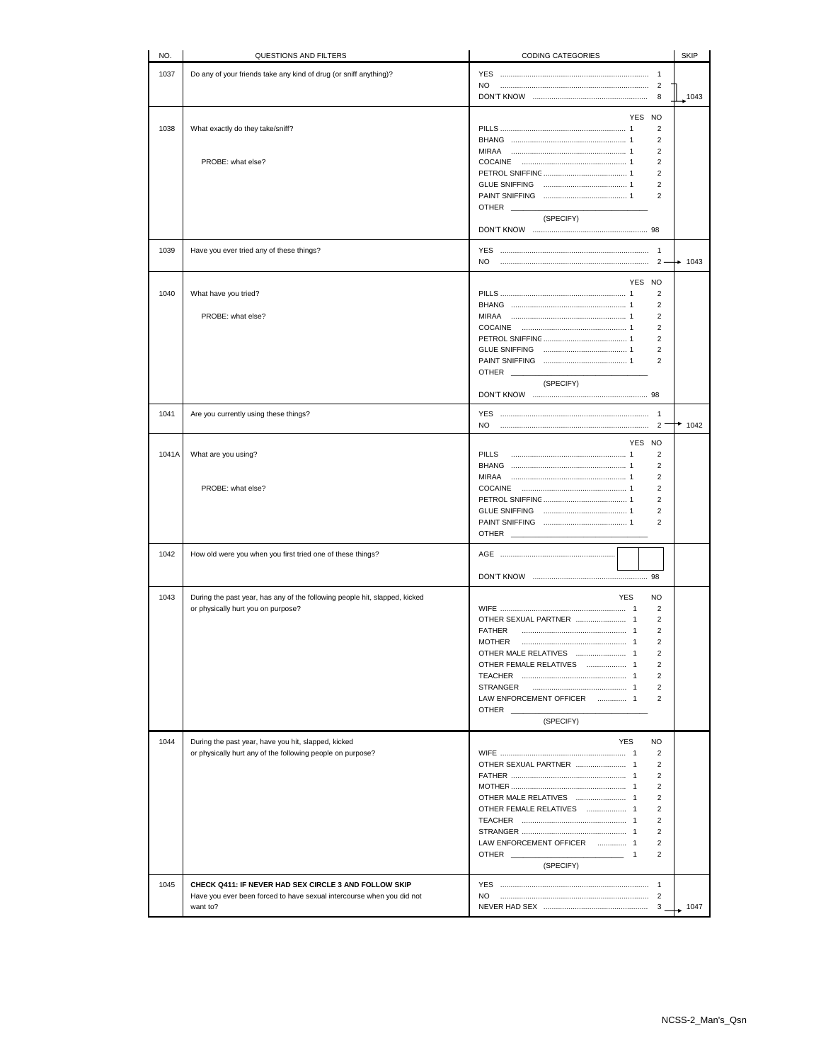| NO. | QUESTIONS AND FILTERS | CODING CATEGORIES | SKIP |
|---|---|---|---|
| 1037 | Do any of your friends take any kind of drug (or sniff anything)? | YES ........ 1<br>NO ........ 2<br>DON'T KNOW ........ 8 | 2, 8 → 1043 |
| 1038 | What exactly do they take/sniff?<br><br>PROBE: what else? | YES NO<br>PILLS ........ 1 2<br>BHANG ........ 1 2<br>MIRAA ........ 1 2<br>COCAINE ........ 1 2<br>PETROL SNIFFING ........ 1 2<br>GLUE SNIFFING ........ 1 2<br>PAINT SNIFFING ........ 1 2<br>OTHER ________ (SPECIFY)<br>DON'T KNOW ........ 98 | |
| 1039 | Have you ever tried any of these things? | YES ........ 1<br>NO ........ 2 | 2 → 1043 |
| 1040 | What have you tried?<br><br>PROBE: what else? | YES NO<br>PILLS ........ 1 2<br>BHANG ........ 1 2<br>MIRAA ........ 1 2<br>COCAINE ........ 1 2<br>PETROL SNIFFING ........ 1 2<br>GLUE SNIFFING ........ 1 2<br>PAINT SNIFFING ........ 1 2<br>OTHER ________ (SPECIFY)<br>DON'T KNOW ........ 98 | |
| 1041 | Are you currently using these things? | YES ........ 1<br>NO ........ 2 | 2 → 1042 |
| 1041A | What are you using?<br><br>PROBE: what else? | YES NO<br>PILLS ........ 1 2<br>BHANG ........ 1 2<br>MIRAA ........ 1 2<br>COCAINE ........ 1 2<br>PETROL SNIFFING ........ 1 2<br>GLUE SNIFFING ........ 1 2<br>PAINT SNIFFING ........ 1 2<br>OTHER ________ | |
| 1042 | How old were you when you first tried one of these things? | AGE ........ [ ][ ]<br>DON'T KNOW ........ 98 | |
| 1043 | During the past year, has any of the following people hit, slapped, kicked or physically hurt you on purpose? | YES NO<br>WIFE ........ 1 2<br>OTHER SEXUAL PARTNER ........ 1 2<br>FATHER ........ 1 2<br>MOTHER ........ 1 2<br>OTHER MALE RELATIVES ........ 1 2<br>OTHER FEMALE RELATIVES ........ 1 2<br>TEACHER ........ 1 2<br>STRANGER ........ 1 2<br>LAW ENFORCEMENT OFFICER ........ 1 2<br>OTHER ________ (SPECIFY) | |
| 1044 | During the past year, have you hit, slapped, kicked or physically hurt any of the following people on purpose? | YES NO<br>WIFE ........ 1 2<br>OTHER SEXUAL PARTNER ........ 1 2<br>FATHER ........ 1 2<br>MOTHER ........ 1 2<br>OTHER MALE RELATIVES ........ 1 2<br>OTHER FEMALE RELATIVES ........ 1 2<br>TEACHER ........ 1 2<br>STRANGER ........ 1 2<br>LAW ENFORCEMENT OFFICER ........ 1 2<br>OTHER ________ 1 2 (SPECIFY) | |
| 1045 | **CHECK Q411: IF NEVER HAD SEX CIRCLE 3 AND FOLLOW SKIP**<br>Have you ever been forced to have sexual intercourse when you did not want to? | YES ........ 1<br>NO ........ 2<br>NEVER HAD SEX ........ 3 | 3 → 1047 |

NCSS-2_Man's_Qsn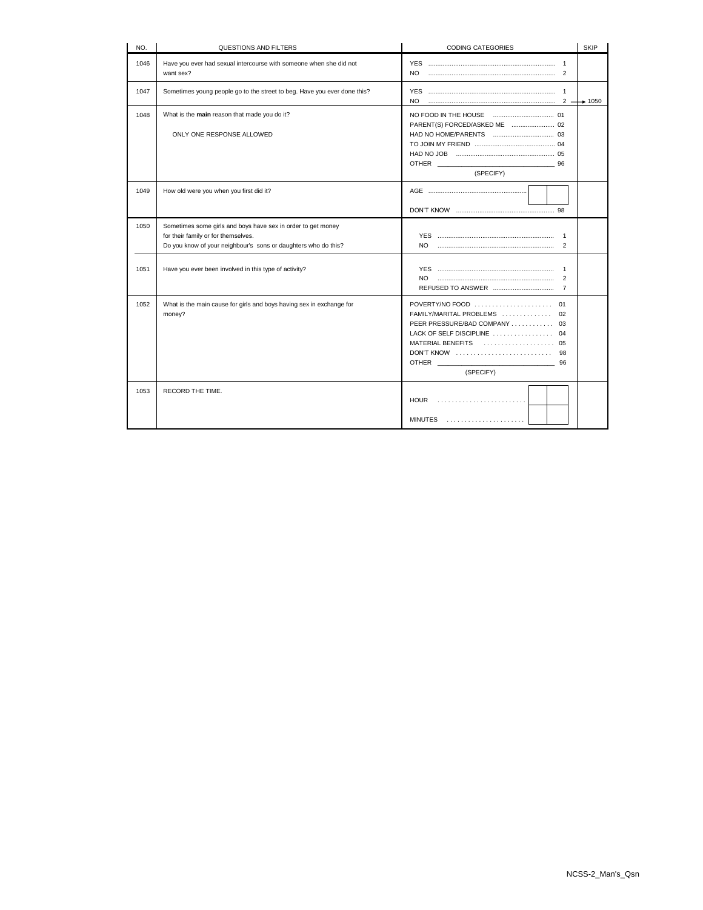| NO. | QUESTIONS AND FILTERS | CODING CATEGORIES | SKIP |
|---|---|---|---|
| 1046 | Have you ever had sexual intercourse with someone when she did not want sex? | YES ..... 1<br>NO ..... 2 | |
| 1047 | Sometimes young people go to the street to beg. Have you ever done this? | YES ..... 1<br>NO ..... 2 | NO → 1050 |
| 1048 | What is the **main** reason that made you do it?<br><br>ONLY ONE RESPONSE ALLOWED | NO FOOD IN THE HOUSE ..... 01<br>PARENT(S) FORCED/ASKED ME ..... 02<br>HAD NO HOME/PARENTS ..... 03<br>TO JOIN MY FRIEND ..... 04<br>HAD NO JOB ..... 05<br>OTHER ________ 96<br>(SPECIFY) | |
| 1049 | How old were you when you first did it? | AGE ..... [ ][ ]<br>DON'T KNOW ..... 98 | |
| 1050 | Sometimes some girls and boys have sex in order to get money for their family or for themselves.<br>Do you know of your neighbour's sons or daughters who do this? | YES ..... 1<br>NO ..... 2 | |
| 1051 | Have you ever been involved in this type of activity? | YES ..... 1<br>NO ..... 2<br>REFUSED TO ANSWER ..... 7 | |
| 1052 | What is the main cause for girls and boys having sex in exchange for money? | POVERTY/NO FOOD ..... 01<br>FAMILY/MARITAL PROBLEMS ..... 02<br>PEER PRESSURE/BAD COMPANY ..... 03<br>LACK OF SELF DISCIPLINE ..... 04<br>MATERIAL BENEFITS ..... 05<br>DON'T KNOW ..... 98<br>OTHER ________ 96<br>(SPECIFY) | |
| 1053 | RECORD THE TIME. | HOUR ..... [ ][ ]<br>MINUTES ..... [ ][ ] | |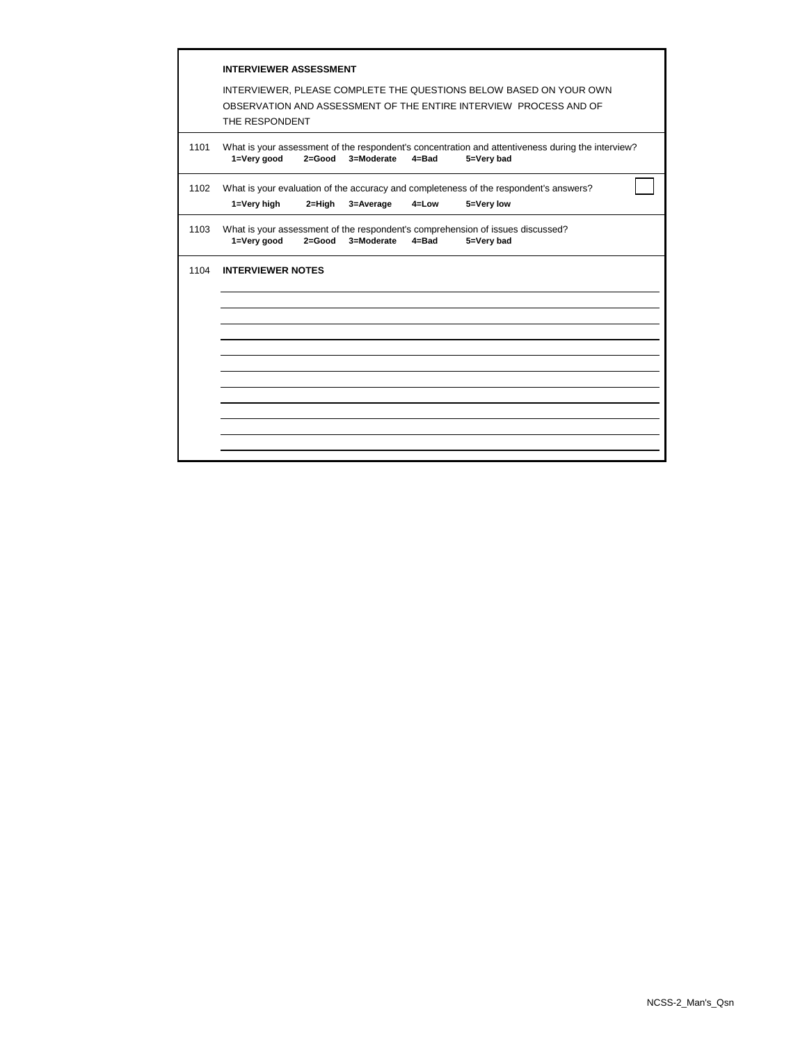**INTERVIEWER ASSESSMENT**

INTERVIEWER, PLEASE COMPLETE THE QUESTIONS BELOW BASED ON YOUR OWN OBSERVATION AND ASSESSMENT OF THE ENTIRE INTERVIEW PROCESS AND OF THE RESPONDENT

| | | |
|---|---|---|
| 1101 | What is your assessment of the respondent's concentration and attentiveness during the interview?<br>**1=Very good 2=Good 3=Moderate 4=Bad 5=Very bad** | |
| 1102 | What is your evaluation of the accuracy and completeness of the respondent's answers?<br>**1=Very high 2=High 3=Average 4=Low 5=Very low** | ☐ |
| 1103 | What is your assessment of the respondent's comprehension of issues discussed?<br>**1=Very good 2=Good 3=Moderate 4=Bad 5=Very bad** | |
| 1104 | **INTERVIEWER NOTES** | |

NCSS-2_Man's_Qsn